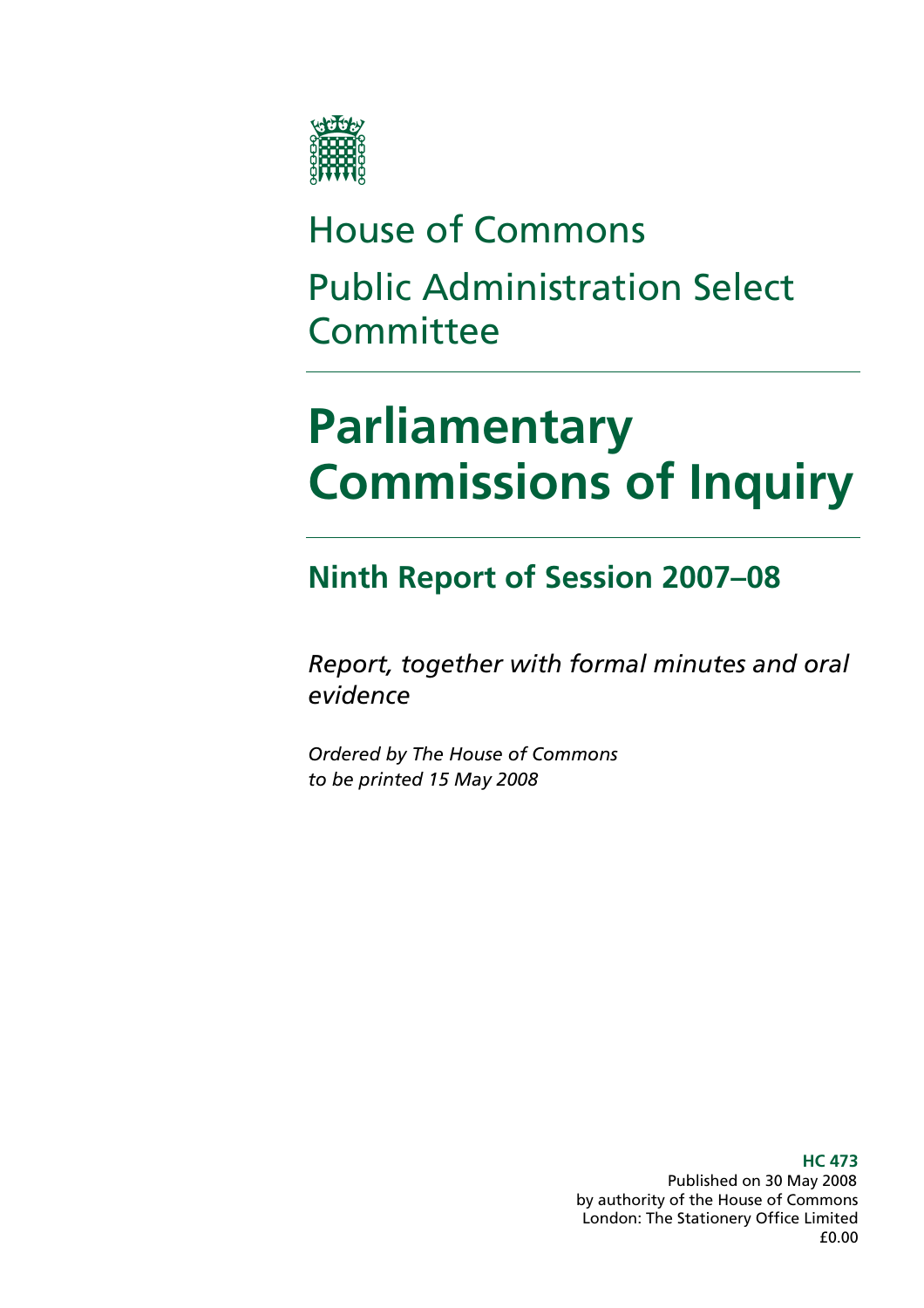House of Commons

Public Administration Select Committee

# Parliamentary Commissions of Inquiry

## Ninth Report of Session 2007–08

*Report, together with formal minutes and oral evidence*

*Ordered by The House of Commons to be printed 15 May 2008*

**HC 473**
Published on 30 May 2008
by authority of the House of Commons
London: The Stationery Office Limited
£0.00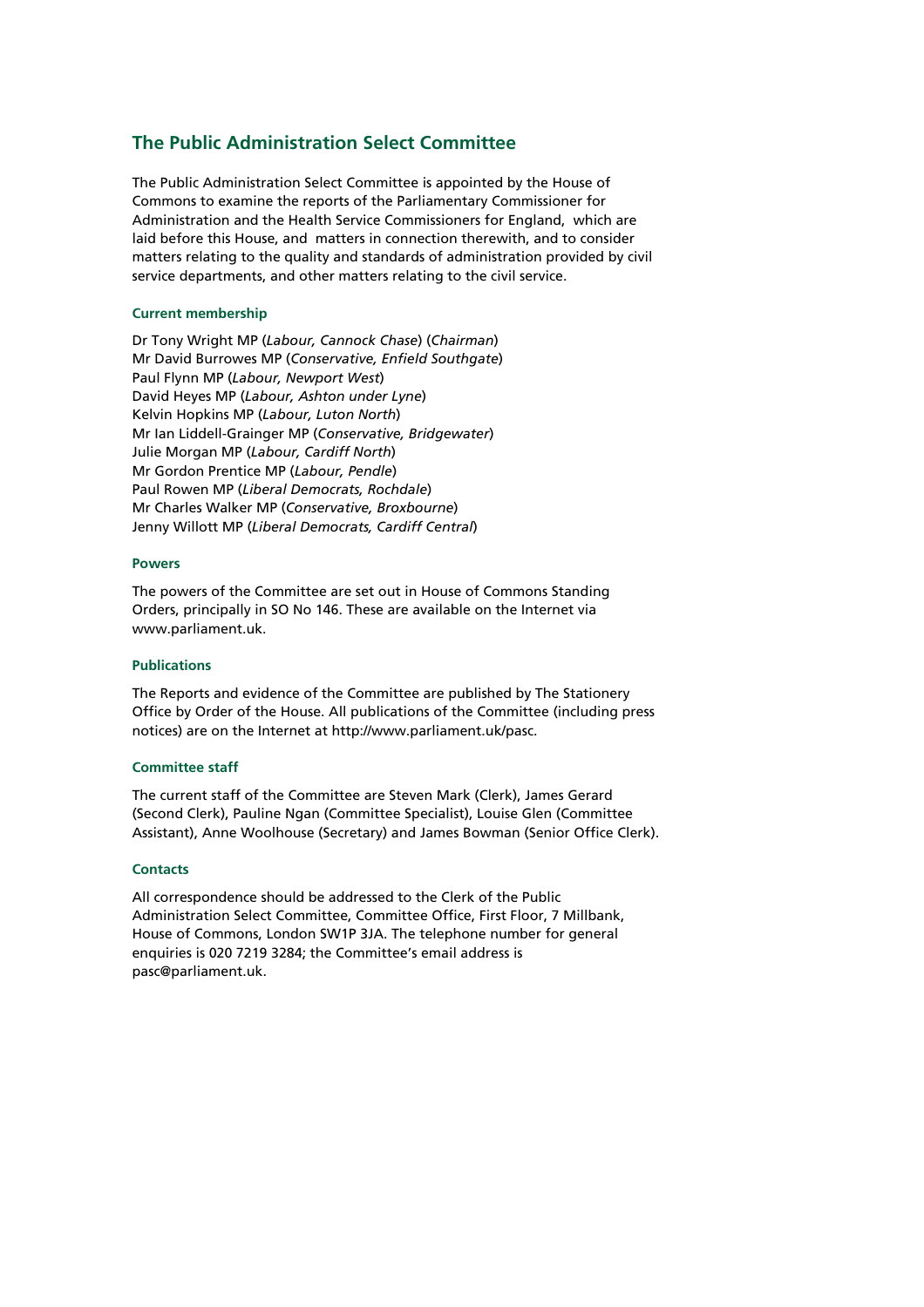## The Public Administration Select Committee

The Public Administration Select Committee is appointed by the House of Commons to examine the reports of the Parliamentary Commissioner for Administration and the Health Service Commissioners for England, which are laid before this House, and matters in connection therewith, and to consider matters relating to the quality and standards of administration provided by civil service departments, and other matters relating to the civil service.

### Current membership

Dr Tony Wright MP (*Labour, Cannock Chase*) (*Chairman*)
Mr David Burrowes MP (*Conservative, Enfield Southgate*)
Paul Flynn MP (*Labour, Newport West*)
David Heyes MP (*Labour, Ashton under Lyne*)
Kelvin Hopkins MP (*Labour, Luton North*)
Mr Ian Liddell-Grainger MP (*Conservative, Bridgewater*)
Julie Morgan MP (*Labour, Cardiff North*)
Mr Gordon Prentice MP (*Labour, Pendle*)
Paul Rowen MP (*Liberal Democrats, Rochdale*)
Mr Charles Walker MP (*Conservative, Broxbourne*)
Jenny Willott MP (*Liberal Democrats, Cardiff Central*)

### Powers

The powers of the Committee are set out in House of Commons Standing Orders, principally in SO No 146. These are available on the Internet via www.parliament.uk.

### Publications

The Reports and evidence of the Committee are published by The Stationery Office by Order of the House. All publications of the Committee (including press notices) are on the Internet at http://www.parliament.uk/pasc.

### Committee staff

The current staff of the Committee are Steven Mark (Clerk), James Gerard (Second Clerk), Pauline Ngan (Committee Specialist), Louise Glen (Committee Assistant), Anne Woolhouse (Secretary) and James Bowman (Senior Office Clerk).

### Contacts

All correspondence should be addressed to the Clerk of the Public Administration Select Committee, Committee Office, First Floor, 7 Millbank, House of Commons, London SW1P 3JA. The telephone number for general enquiries is 020 7219 3284; the Committee's email address is pasc@parliament.uk.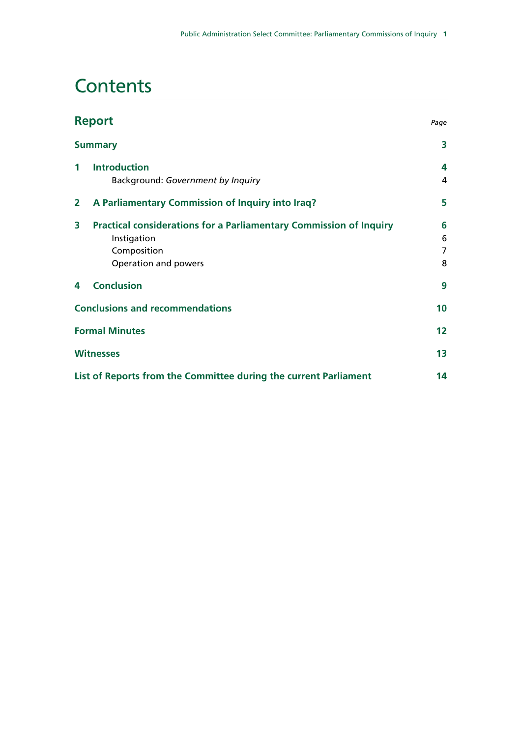# Contents

| **Report** | *Page* |
| --- | --- |
| **Summary** | **3** |
| **1 Introduction** | **4** |
| Background: *Government by Inquiry* | 4 |
| **2 A Parliamentary Commission of Inquiry into Iraq?** | **5** |
| **3 Practical considerations for a Parliamentary Commission of Inquiry** | **6** |
| Instigation | 6 |
| Composition | 7 |
| Operation and powers | 8 |
| **4 Conclusion** | **9** |
| **Conclusions and recommendations** | **10** |
| **Formal Minutes** | **12** |
| **Witnesses** | **13** |
| **List of Reports from the Committee during the current Parliament** | **14** |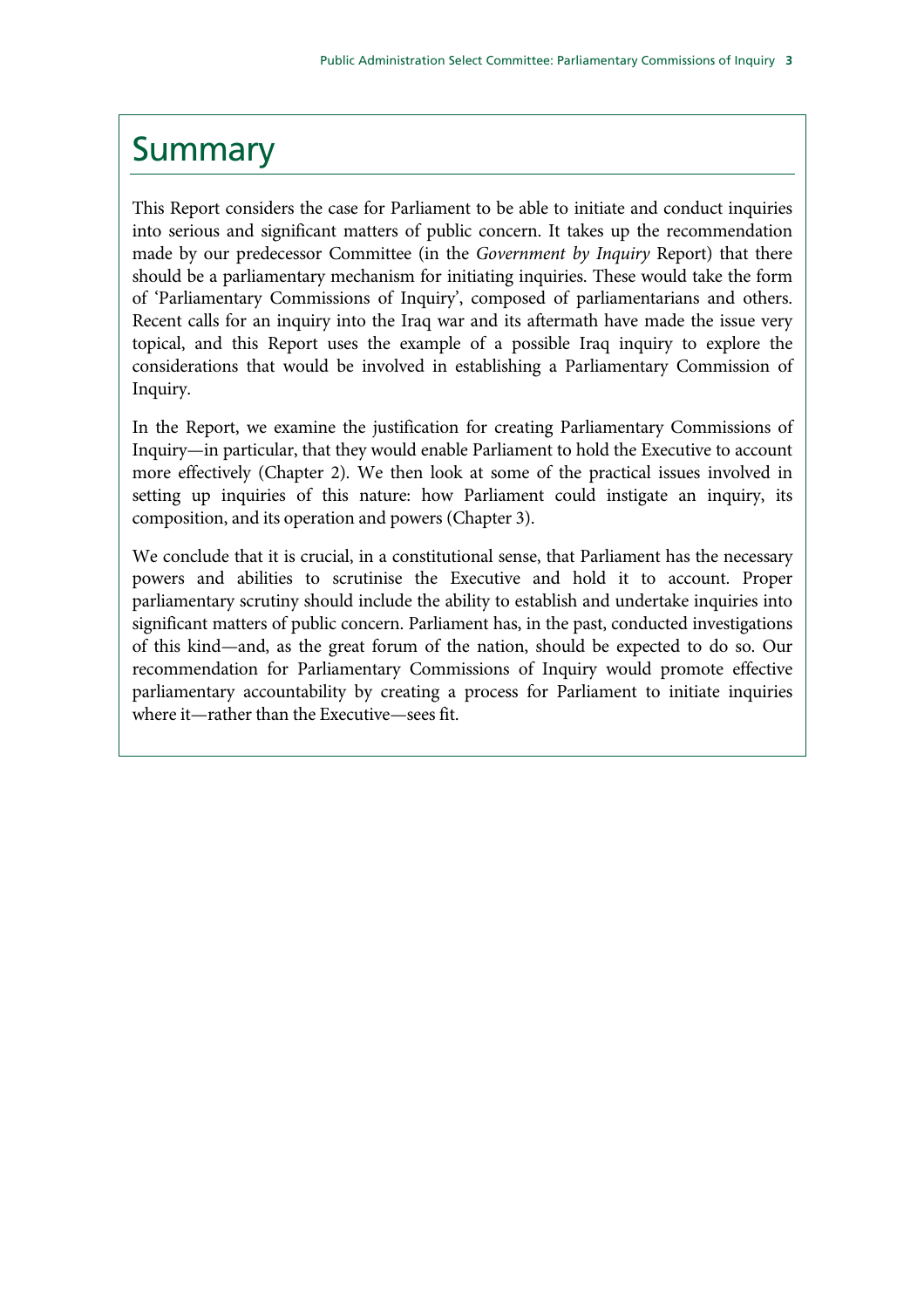# Summary

This Report considers the case for Parliament to be able to initiate and conduct inquiries into serious and significant matters of public concern. It takes up the recommendation made by our predecessor Committee (in the *Government by Inquiry* Report) that there should be a parliamentary mechanism for initiating inquiries. These would take the form of 'Parliamentary Commissions of Inquiry', composed of parliamentarians and others. Recent calls for an inquiry into the Iraq war and its aftermath have made the issue very topical, and this Report uses the example of a possible Iraq inquiry to explore the considerations that would be involved in establishing a Parliamentary Commission of Inquiry.

In the Report, we examine the justification for creating Parliamentary Commissions of Inquiry—in particular, that they would enable Parliament to hold the Executive to account more effectively (Chapter 2). We then look at some of the practical issues involved in setting up inquiries of this nature: how Parliament could instigate an inquiry, its composition, and its operation and powers (Chapter 3).

We conclude that it is crucial, in a constitutional sense, that Parliament has the necessary powers and abilities to scrutinise the Executive and hold it to account. Proper parliamentary scrutiny should include the ability to establish and undertake inquiries into significant matters of public concern. Parliament has, in the past, conducted investigations of this kind—and, as the great forum of the nation, should be expected to do so. Our recommendation for Parliamentary Commissions of Inquiry would promote effective parliamentary accountability by creating a process for Parliament to initiate inquiries where it—rather than the Executive—sees fit.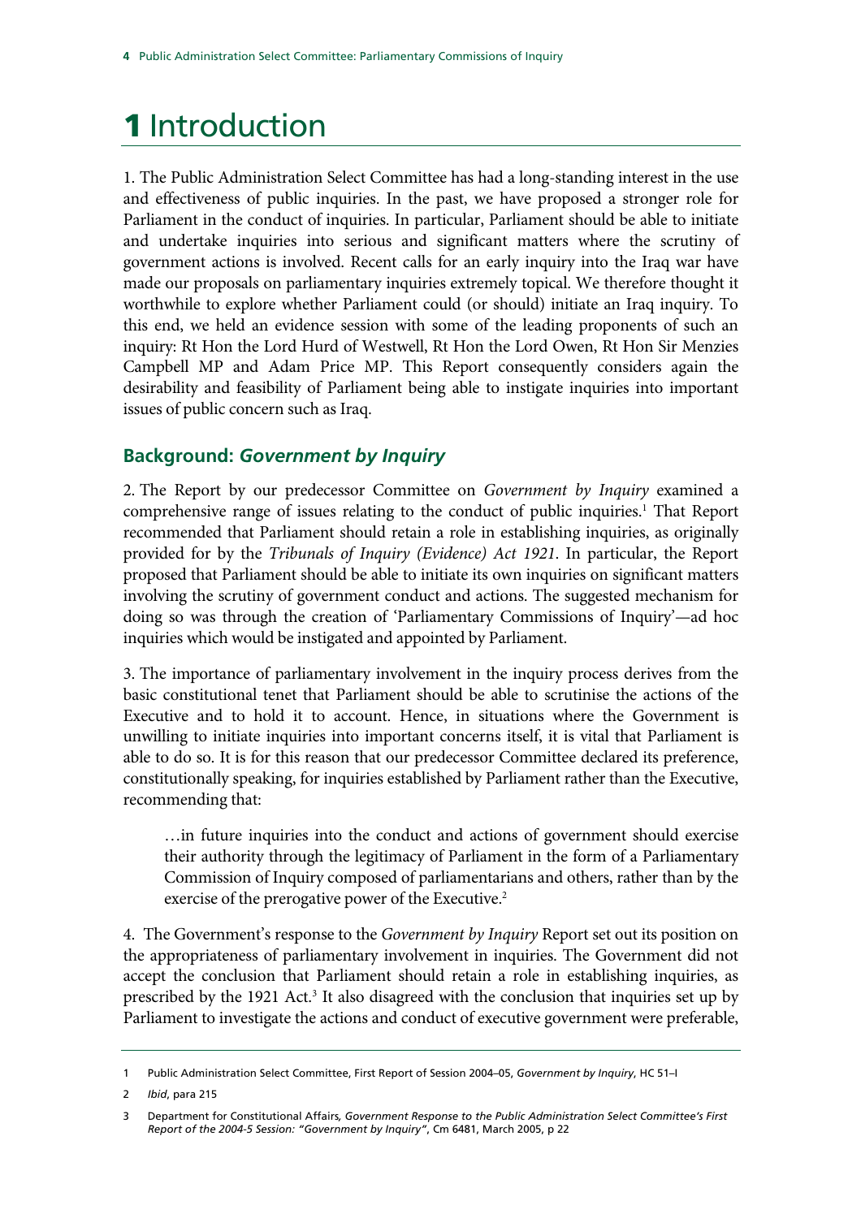# 1 Introduction

1. The Public Administration Select Committee has had a long-standing interest in the use and effectiveness of public inquiries. In the past, we have proposed a stronger role for Parliament in the conduct of inquiries. In particular, Parliament should be able to initiate and undertake inquiries into serious and significant matters where the scrutiny of government actions is involved. Recent calls for an early inquiry into the Iraq war have made our proposals on parliamentary inquiries extremely topical. We therefore thought it worthwhile to explore whether Parliament could (or should) initiate an Iraq inquiry. To this end, we held an evidence session with some of the leading proponents of such an inquiry: Rt Hon the Lord Hurd of Westwell, Rt Hon the Lord Owen, Rt Hon Sir Menzies Campbell MP and Adam Price MP. This Report consequently considers again the desirability and feasibility of Parliament being able to instigate inquiries into important issues of public concern such as Iraq.

## Background: *Government by Inquiry*

2. The Report by our predecessor Committee on *Government by Inquiry* examined a comprehensive range of issues relating to the conduct of public inquiries.[1] That Report recommended that Parliament should retain a role in establishing inquiries, as originally provided for by the *Tribunals of Inquiry (Evidence) Act 1921*. In particular, the Report proposed that Parliament should be able to initiate its own inquiries on significant matters involving the scrutiny of government conduct and actions. The suggested mechanism for doing so was through the creation of 'Parliamentary Commissions of Inquiry'—ad hoc inquiries which would be instigated and appointed by Parliament.

3. The importance of parliamentary involvement in the inquiry process derives from the basic constitutional tenet that Parliament should be able to scrutinise the actions of the Executive and to hold it to account. Hence, in situations where the Government is unwilling to initiate inquiries into important concerns itself, it is vital that Parliament is able to do so. It is for this reason that our predecessor Committee declared its preference, constitutionally speaking, for inquiries established by Parliament rather than the Executive, recommending that:

> …in future inquiries into the conduct and actions of government should exercise their authority through the legitimacy of Parliament in the form of a Parliamentary Commission of Inquiry composed of parliamentarians and others, rather than by the exercise of the prerogative power of the Executive.[2]

4. The Government's response to the *Government by Inquiry* Report set out its position on the appropriateness of parliamentary involvement in inquiries. The Government did not accept the conclusion that Parliament should retain a role in establishing inquiries, as prescribed by the 1921 Act.[3] It also disagreed with the conclusion that inquiries set up by Parliament to investigate the actions and conduct of executive government were preferable,

---

1 Public Administration Select Committee, First Report of Session 2004–05, *Government by Inquiry*, HC 51–I

2 *Ibid*, para 215

3 Department for Constitutional Affairs, *Government Response to the Public Administration Select Committee's First Report of the 2004-5 Session: "Government by Inquiry"*, Cm 6481, March 2005, p 22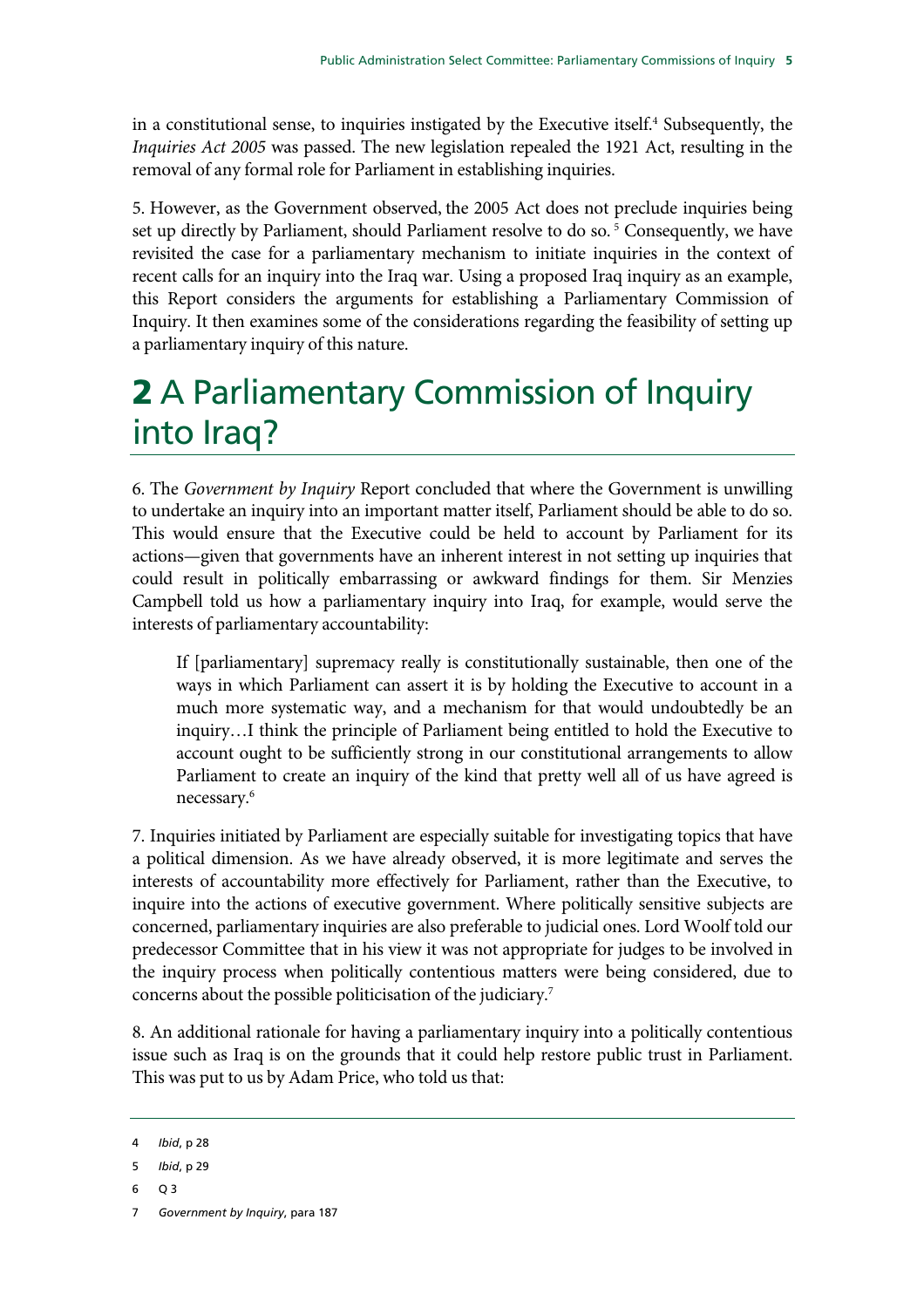in a constitutional sense, to inquiries instigated by the Executive itself.[4] Subsequently, the *Inquiries Act 2005* was passed. The new legislation repealed the 1921 Act, resulting in the removal of any formal role for Parliament in establishing inquiries.

5. However, as the Government observed, the 2005 Act does not preclude inquiries being set up directly by Parliament, should Parliament resolve to do so.[5] Consequently, we have revisited the case for a parliamentary mechanism to initiate inquiries in the context of recent calls for an inquiry into the Iraq war. Using a proposed Iraq inquiry as an example, this Report considers the arguments for establishing a Parliamentary Commission of Inquiry. It then examines some of the considerations regarding the feasibility of setting up a parliamentary inquiry of this nature.

# 2 A Parliamentary Commission of Inquiry into Iraq?

6. The *Government by Inquiry* Report concluded that where the Government is unwilling to undertake an inquiry into an important matter itself, Parliament should be able to do so. This would ensure that the Executive could be held to account by Parliament for its actions—given that governments have an inherent interest in not setting up inquiries that could result in politically embarrassing or awkward findings for them. Sir Menzies Campbell told us how a parliamentary inquiry into Iraq, for example, would serve the interests of parliamentary accountability:

> If [parliamentary] supremacy really is constitutionally sustainable, then one of the ways in which Parliament can assert it is by holding the Executive to account in a much more systematic way, and a mechanism for that would undoubtedly be an inquiry…I think the principle of Parliament being entitled to hold the Executive to account ought to be sufficiently strong in our constitutional arrangements to allow Parliament to create an inquiry of the kind that pretty well all of us have agreed is necessary.[6]

7. Inquiries initiated by Parliament are especially suitable for investigating topics that have a political dimension. As we have already observed, it is more legitimate and serves the interests of accountability more effectively for Parliament, rather than the Executive, to inquire into the actions of executive government. Where politically sensitive subjects are concerned, parliamentary inquiries are also preferable to judicial ones. Lord Woolf told our predecessor Committee that in his view it was not appropriate for judges to be involved in the inquiry process when politically contentious matters were being considered, due to concerns about the possible politicisation of the judiciary.[7]

8. An additional rationale for having a parliamentary inquiry into a politically contentious issue such as Iraq is on the grounds that it could help restore public trust in Parliament. This was put to us by Adam Price, who told us that:

---

4 *Ibid*, p 28

5 *Ibid*, p 29

6 Q 3

7 *Government by Inquiry*, para 187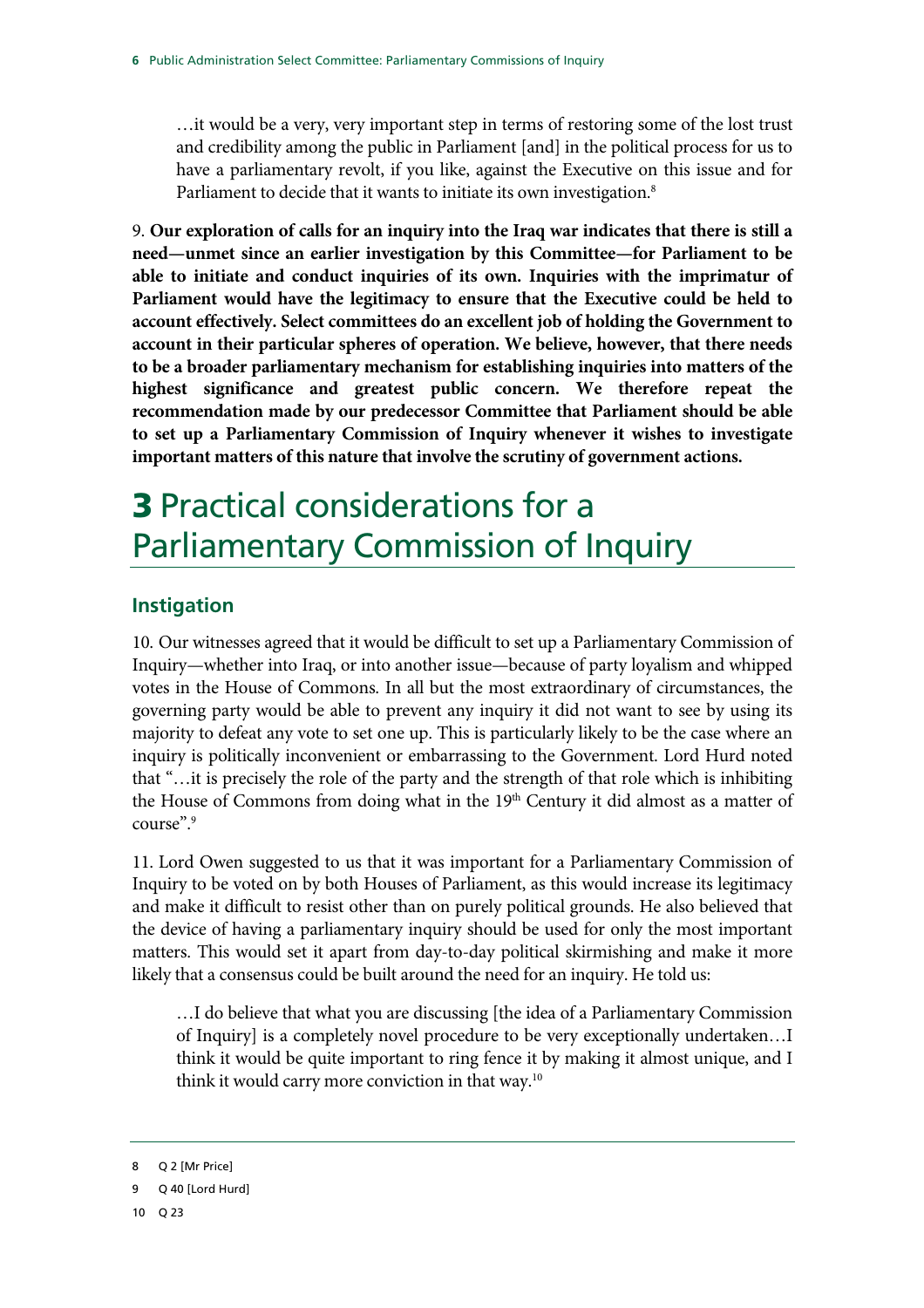> …it would be a very, very important step in terms of restoring some of the lost trust and credibility among the public in Parliament [and] in the political process for us to have a parliamentary revolt, if you like, against the Executive on this issue and for Parliament to decide that it wants to initiate its own investigation.[8]

9. **Our exploration of calls for an inquiry into the Iraq war indicates that there is still a need—unmet since an earlier investigation by this Committee—for Parliament to be able to initiate and conduct inquiries of its own. Inquiries with the imprimatur of Parliament would have the legitimacy to ensure that the Executive could be held to account effectively. Select committees do an excellent job of holding the Government to account in their particular spheres of operation. We believe, however, that there needs to be a broader parliamentary mechanism for establishing inquiries into matters of the highest significance and greatest public concern. We therefore repeat the recommendation made by our predecessor Committee that Parliament should be able to set up a Parliamentary Commission of Inquiry whenever it wishes to investigate important matters of this nature that involve the scrutiny of government actions.**

# 3 Practical considerations for a Parliamentary Commission of Inquiry

## Instigation

10. Our witnesses agreed that it would be difficult to set up a Parliamentary Commission of Inquiry—whether into Iraq, or into another issue—because of party loyalism and whipped votes in the House of Commons. In all but the most extraordinary of circumstances, the governing party would be able to prevent any inquiry it did not want to see by using its majority to defeat any vote to set one up. This is particularly likely to be the case where an inquiry is politically inconvenient or embarrassing to the Government. Lord Hurd noted that "…it is precisely the role of the party and the strength of that role which is inhibiting the House of Commons from doing what in the 19th Century it did almost as a matter of course".[9]

11. Lord Owen suggested to us that it was important for a Parliamentary Commission of Inquiry to be voted on by both Houses of Parliament, as this would increase its legitimacy and make it difficult to resist other than on purely political grounds. He also believed that the device of having a parliamentary inquiry should be used for only the most important matters. This would set it apart from day-to-day political skirmishing and make it more likely that a consensus could be built around the need for an inquiry. He told us:

> …I do believe that what you are discussing [the idea of a Parliamentary Commission of Inquiry] is a completely novel procedure to be very exceptionally undertaken…I think it would be quite important to ring fence it by making it almost unique, and I think it would carry more conviction in that way.[10]

---

8 Q 2 [Mr Price]

9 Q 40 [Lord Hurd]

10 Q 23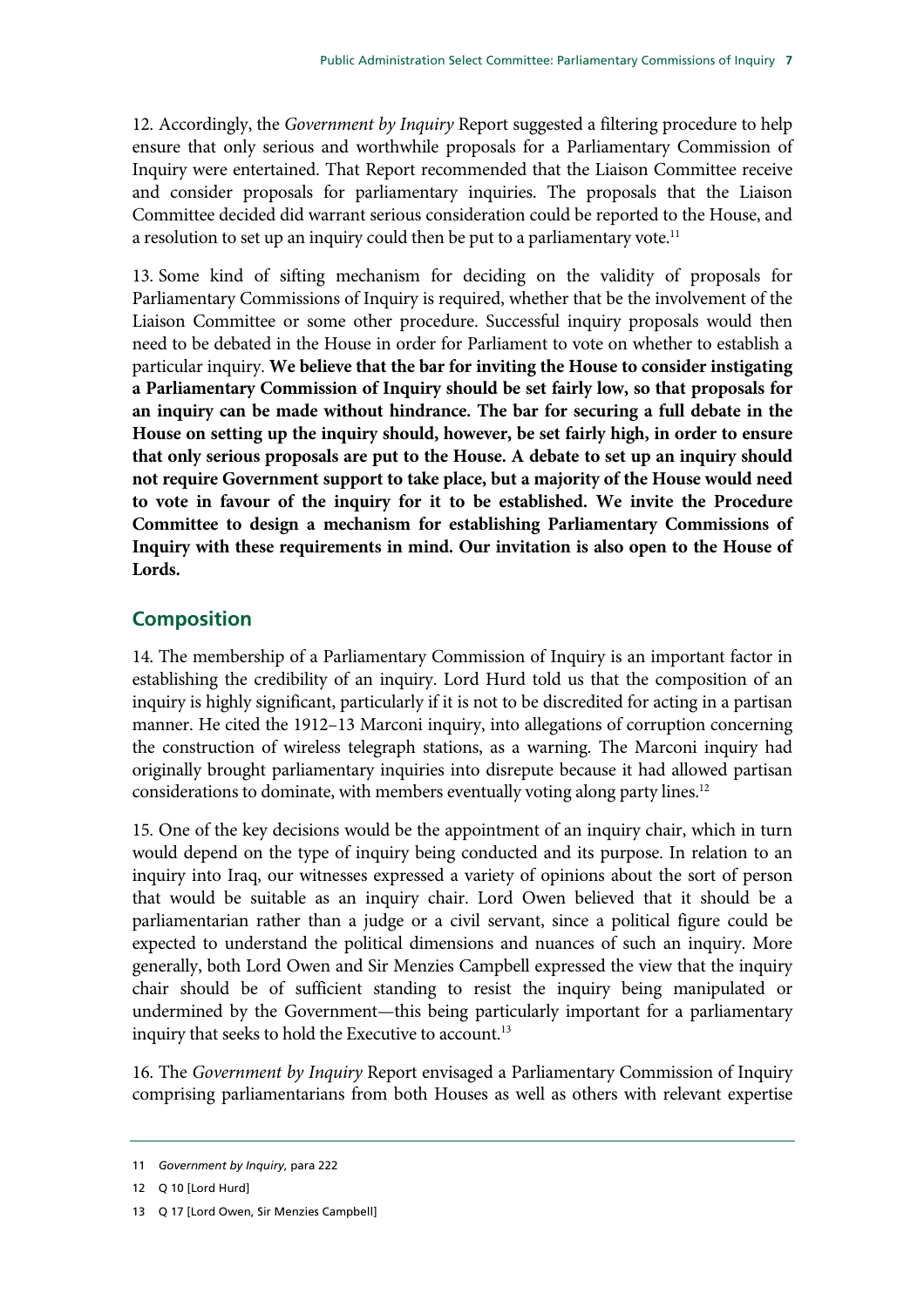12. Accordingly, the *Government by Inquiry* Report suggested a filtering procedure to help ensure that only serious and worthwhile proposals for a Parliamentary Commission of Inquiry were entertained. That Report recommended that the Liaison Committee receive and consider proposals for parliamentary inquiries. The proposals that the Liaison Committee decided did warrant serious consideration could be reported to the House, and a resolution to set up an inquiry could then be put to a parliamentary vote.[11]

13. Some kind of sifting mechanism for deciding on the validity of proposals for Parliamentary Commissions of Inquiry is required, whether that be the involvement of the Liaison Committee or some other procedure. Successful inquiry proposals would then need to be debated in the House in order for Parliament to vote on whether to establish a particular inquiry. **We believe that the bar for inviting the House to consider instigating a Parliamentary Commission of Inquiry should be set fairly low, so that proposals for an inquiry can be made without hindrance. The bar for securing a full debate in the House on setting up the inquiry should, however, be set fairly high, in order to ensure that only serious proposals are put to the House. A debate to set up an inquiry should not require Government support to take place, but a majority of the House would need to vote in favour of the inquiry for it to be established. We invite the Procedure Committee to design a mechanism for establishing Parliamentary Commissions of Inquiry with these requirements in mind. Our invitation is also open to the House of Lords.**

## Composition

14. The membership of a Parliamentary Commission of Inquiry is an important factor in establishing the credibility of an inquiry. Lord Hurd told us that the composition of an inquiry is highly significant, particularly if it is not to be discredited for acting in a partisan manner. He cited the 1912–13 Marconi inquiry, into allegations of corruption concerning the construction of wireless telegraph stations, as a warning. The Marconi inquiry had originally brought parliamentary inquiries into disrepute because it had allowed partisan considerations to dominate, with members eventually voting along party lines.[12]

15. One of the key decisions would be the appointment of an inquiry chair, which in turn would depend on the type of inquiry being conducted and its purpose. In relation to an inquiry into Iraq, our witnesses expressed a variety of opinions about the sort of person that would be suitable as an inquiry chair. Lord Owen believed that it should be a parliamentarian rather than a judge or a civil servant, since a political figure could be expected to understand the political dimensions and nuances of such an inquiry. More generally, both Lord Owen and Sir Menzies Campbell expressed the view that the inquiry chair should be of sufficient standing to resist the inquiry being manipulated or undermined by the Government—this being particularly important for a parliamentary inquiry that seeks to hold the Executive to account.[13]

16. The *Government by Inquiry* Report envisaged a Parliamentary Commission of Inquiry comprising parliamentarians from both Houses as well as others with relevant expertise

---

11 *Government by Inquiry*, para 222

12 Q 10 [Lord Hurd]

13 Q 17 [Lord Owen, Sir Menzies Campbell]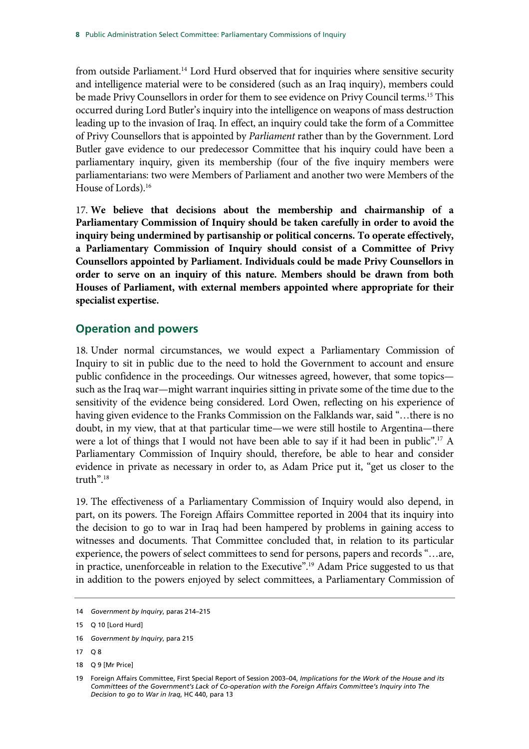from outside Parliament.[14] Lord Hurd observed that for inquiries where sensitive security and intelligence material were to be considered (such as an Iraq inquiry), members could be made Privy Counsellors in order for them to see evidence on Privy Council terms.[15] This occurred during Lord Butler's inquiry into the intelligence on weapons of mass destruction leading up to the invasion of Iraq. In effect, an inquiry could take the form of a Committee of Privy Counsellors that is appointed by *Parliament* rather than by the Government. Lord Butler gave evidence to our predecessor Committee that his inquiry could have been a parliamentary inquiry, given its membership (four of the five inquiry members were parliamentarians: two were Members of Parliament and another two were Members of the House of Lords).[16]

17. **We believe that decisions about the membership and chairmanship of a Parliamentary Commission of Inquiry should be taken carefully in order to avoid the inquiry being undermined by partisanship or political concerns. To operate effectively, a Parliamentary Commission of Inquiry should consist of a Committee of Privy Counsellors appointed by Parliament. Individuals could be made Privy Counsellors in order to serve on an inquiry of this nature. Members should be drawn from both Houses of Parliament, with external members appointed where appropriate for their specialist expertise.**

## Operation and powers

18. Under normal circumstances, we would expect a Parliamentary Commission of Inquiry to sit in public due to the need to hold the Government to account and ensure public confidence in the proceedings. Our witnesses agreed, however, that some topics—such as the Iraq war—might warrant inquiries sitting in private some of the time due to the sensitivity of the evidence being considered. Lord Owen, reflecting on his experience of having given evidence to the Franks Commission on the Falklands war, said "…there is no doubt, in my view, that at that particular time—we were still hostile to Argentina—there were a lot of things that I would not have been able to say if it had been in public".[17] A Parliamentary Commission of Inquiry should, therefore, be able to hear and consider evidence in private as necessary in order to, as Adam Price put it, "get us closer to the truth".[18]

19. The effectiveness of a Parliamentary Commission of Inquiry would also depend, in part, on its powers. The Foreign Affairs Committee reported in 2004 that its inquiry into the decision to go to war in Iraq had been hampered by problems in gaining access to witnesses and documents. That Committee concluded that, in relation to its particular experience, the powers of select committees to send for persons, papers and records "…are, in practice, unenforceable in relation to the Executive".[19] Adam Price suggested to us that in addition to the powers enjoyed by select committees, a Parliamentary Commission of

---

14 *Government by Inquiry*, paras 214–215

15 Q 10 [Lord Hurd]

16 *Government by Inquiry*, para 215

17 Q 8

18 Q 9 [Mr Price]

19 Foreign Affairs Committee, First Special Report of Session 2003–04, *Implications for the Work of the House and its Committees of the Government's Lack of Co-operation with the Foreign Affairs Committee's Inquiry into The Decision to go to War in Iraq*, HC 440, para 13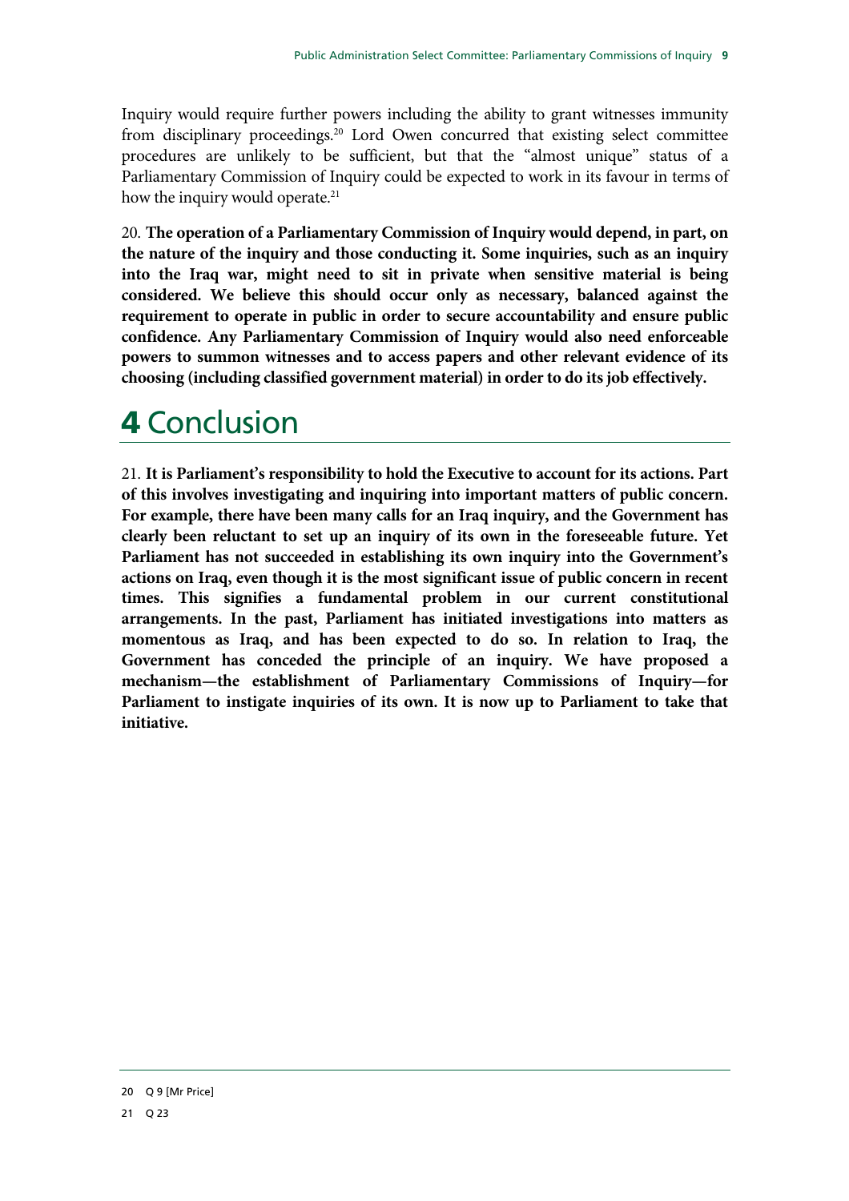Inquiry would require further powers including the ability to grant witnesses immunity from disciplinary proceedings.[20] Lord Owen concurred that existing select committee procedures are unlikely to be sufficient, but that the "almost unique" status of a Parliamentary Commission of Inquiry could be expected to work in its favour in terms of how the inquiry would operate.[21]

20. **The operation of a Parliamentary Commission of Inquiry would depend, in part, on the nature of the inquiry and those conducting it. Some inquiries, such as an inquiry into the Iraq war, might need to sit in private when sensitive material is being considered. We believe this should occur only as necessary, balanced against the requirement to operate in public in order to secure accountability and ensure public confidence. Any Parliamentary Commission of Inquiry would also need enforceable powers to summon witnesses and to access papers and other relevant evidence of its choosing (including classified government material) in order to do its job effectively.**

# **4** Conclusion

21. **It is Parliament's responsibility to hold the Executive to account for its actions. Part of this involves investigating and inquiring into important matters of public concern. For example, there have been many calls for an Iraq inquiry, and the Government has clearly been reluctant to set up an inquiry of its own in the foreseeable future. Yet Parliament has not succeeded in establishing its own inquiry into the Government's actions on Iraq, even though it is the most significant issue of public concern in recent times. This signifies a fundamental problem in our current constitutional arrangements. In the past, Parliament has initiated investigations into matters as momentous as Iraq, and has been expected to do so. In relation to Iraq, the Government has conceded the principle of an inquiry. We have proposed a mechanism—the establishment of Parliamentary Commissions of Inquiry—for Parliament to instigate inquiries of its own. It is now up to Parliament to take that initiative.**

---

20 Q 9 [Mr Price]

21 Q 23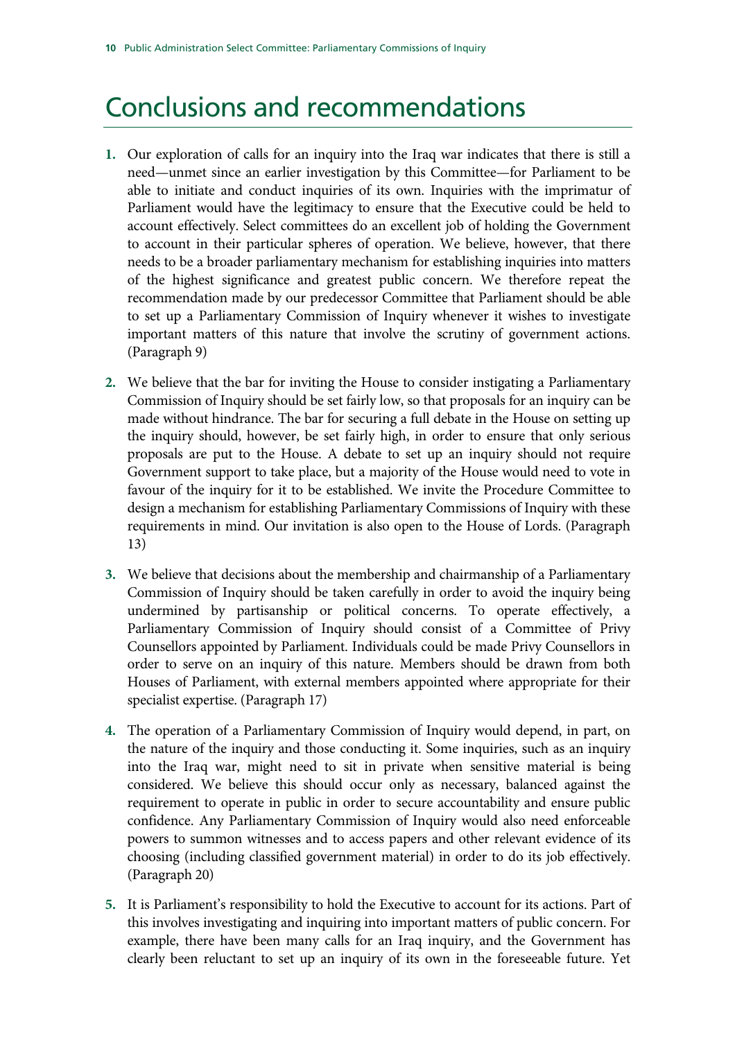# Conclusions and recommendations

1. Our exploration of calls for an inquiry into the Iraq war indicates that there is still a need—unmet since an earlier investigation by this Committee—for Parliament to be able to initiate and conduct inquiries of its own. Inquiries with the imprimatur of Parliament would have the legitimacy to ensure that the Executive could be held to account effectively. Select committees do an excellent job of holding the Government to account in their particular spheres of operation. We believe, however, that there needs to be a broader parliamentary mechanism for establishing inquiries into matters of the highest significance and greatest public concern. We therefore repeat the recommendation made by our predecessor Committee that Parliament should be able to set up a Parliamentary Commission of Inquiry whenever it wishes to investigate important matters of this nature that involve the scrutiny of government actions. (Paragraph 9)

2. We believe that the bar for inviting the House to consider instigating a Parliamentary Commission of Inquiry should be set fairly low, so that proposals for an inquiry can be made without hindrance. The bar for securing a full debate in the House on setting up the inquiry should, however, be set fairly high, in order to ensure that only serious proposals are put to the House. A debate to set up an inquiry should not require Government support to take place, but a majority of the House would need to vote in favour of the inquiry for it to be established. We invite the Procedure Committee to design a mechanism for establishing Parliamentary Commissions of Inquiry with these requirements in mind. Our invitation is also open to the House of Lords. (Paragraph 13)

3. We believe that decisions about the membership and chairmanship of a Parliamentary Commission of Inquiry should be taken carefully in order to avoid the inquiry being undermined by partisanship or political concerns. To operate effectively, a Parliamentary Commission of Inquiry should consist of a Committee of Privy Counsellors appointed by Parliament. Individuals could be made Privy Counsellors in order to serve on an inquiry of this nature. Members should be drawn from both Houses of Parliament, with external members appointed where appropriate for their specialist expertise. (Paragraph 17)

4. The operation of a Parliamentary Commission of Inquiry would depend, in part, on the nature of the inquiry and those conducting it. Some inquiries, such as an inquiry into the Iraq war, might need to sit in private when sensitive material is being considered. We believe this should occur only as necessary, balanced against the requirement to operate in public in order to secure accountability and ensure public confidence. Any Parliamentary Commission of Inquiry would also need enforceable powers to summon witnesses and to access papers and other relevant evidence of its choosing (including classified government material) in order to do its job effectively. (Paragraph 20)

5. It is Parliament's responsibility to hold the Executive to account for its actions. Part of this involves investigating and inquiring into important matters of public concern. For example, there have been many calls for an Iraq inquiry, and the Government has clearly been reluctant to set up an inquiry of its own in the foreseeable future. Yet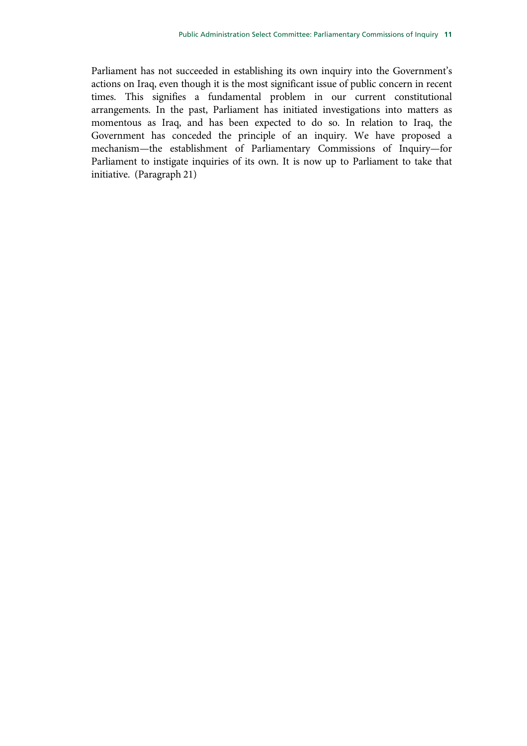Parliament has not succeeded in establishing its own inquiry into the Government's actions on Iraq, even though it is the most significant issue of public concern in recent times. This signifies a fundamental problem in our current constitutional arrangements. In the past, Parliament has initiated investigations into matters as momentous as Iraq, and has been expected to do so. In relation to Iraq, the Government has conceded the principle of an inquiry. We have proposed a mechanism—the establishment of Parliamentary Commissions of Inquiry—for Parliament to instigate inquiries of its own. It is now up to Parliament to take that initiative. (Paragraph 21)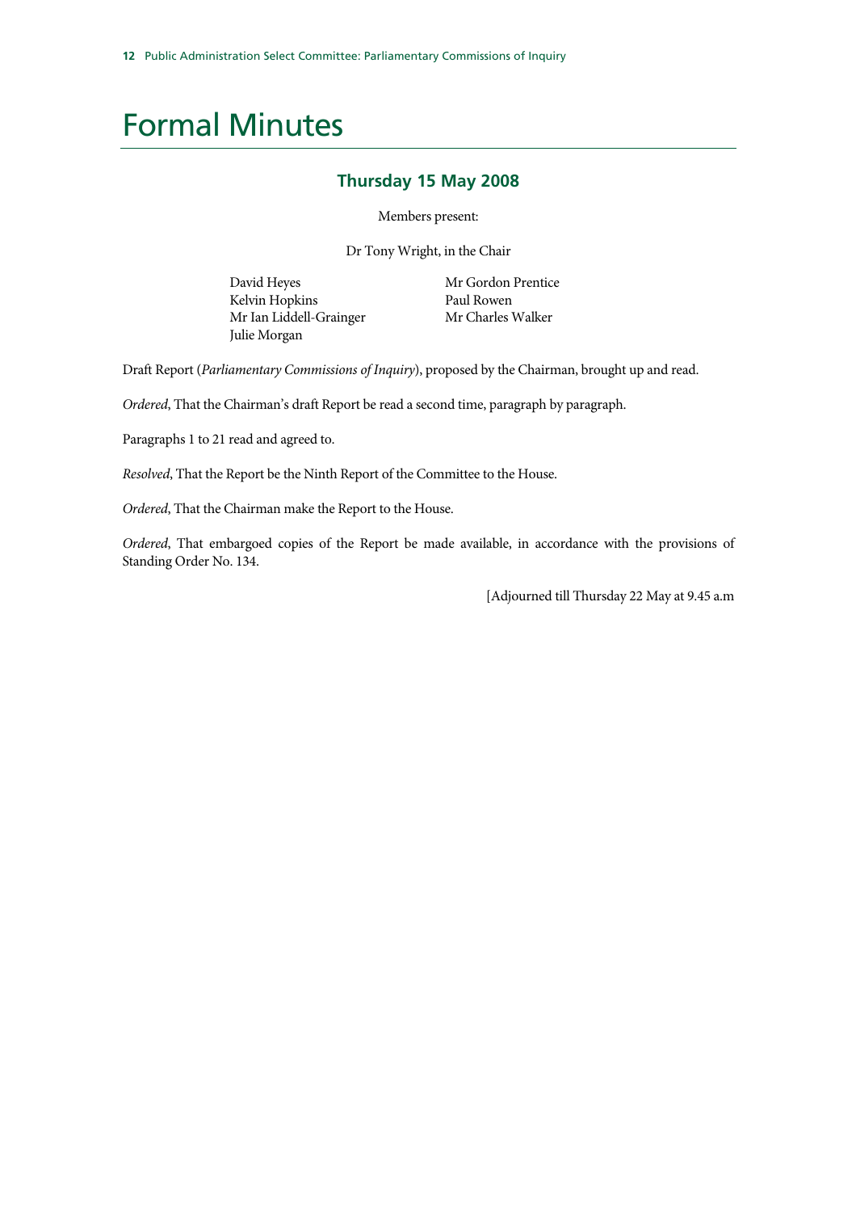# Formal Minutes

## Thursday 15 May 2008

Members present:

Dr Tony Wright, in the Chair

David Heyes
Kelvin Hopkins
Mr Ian Liddell-Grainger
Julie Morgan
Mr Gordon Prentice
Paul Rowen
Mr Charles Walker

Draft Report (*Parliamentary Commissions of Inquiry*), proposed by the Chairman, brought up and read.

*Ordered*, That the Chairman's draft Report be read a second time, paragraph by paragraph.

Paragraphs 1 to 21 read and agreed to.

*Resolved*, That the Report be the Ninth Report of the Committee to the House.

*Ordered*, That the Chairman make the Report to the House.

*Ordered*, That embargoed copies of the Report be made available, in accordance with the provisions of Standing Order No. 134.

[Adjourned till Thursday 22 May at 9.45 a.m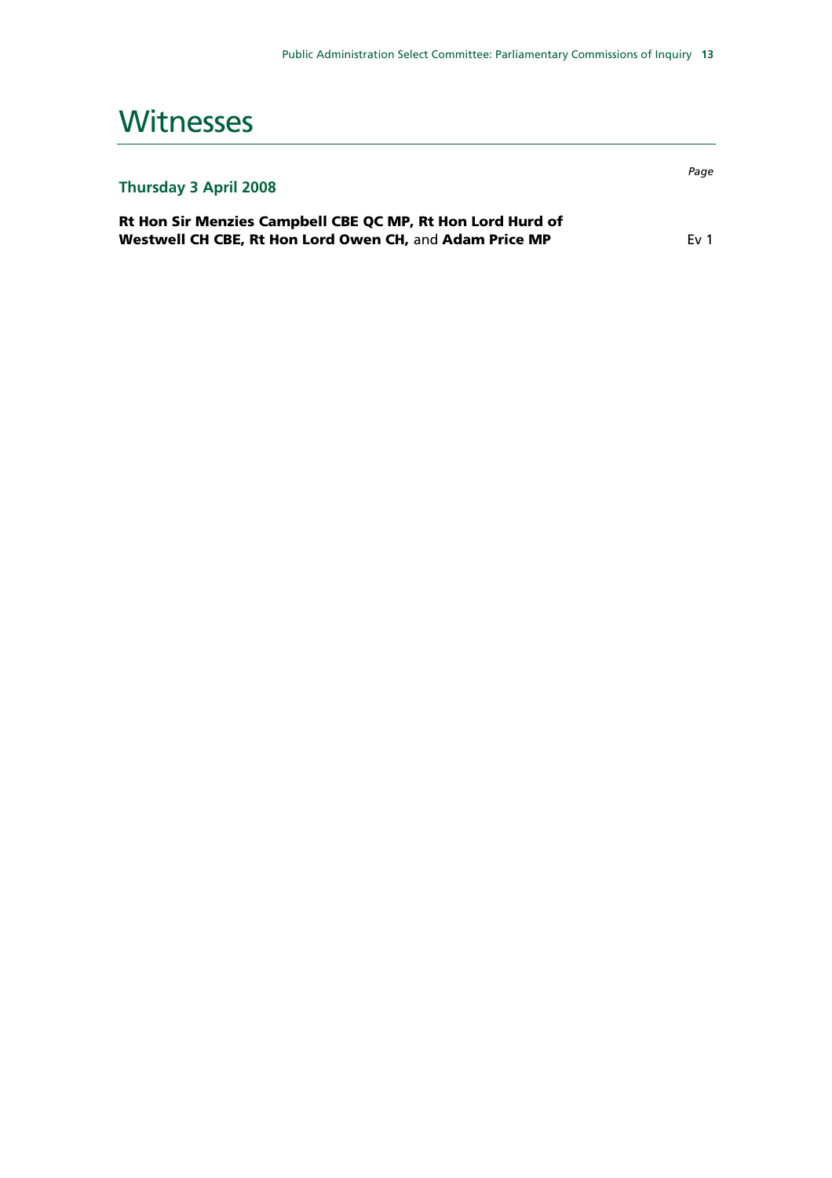# Witnesses

| Thursday 3 April 2008 | *Page* |
| --- | --- |
| **Rt Hon Sir Menzies Campbell CBE QC MP, Rt Hon Lord Hurd of Westwell CH CBE, Rt Hon Lord Owen CH,** and **Adam Price MP** | Ev 1 |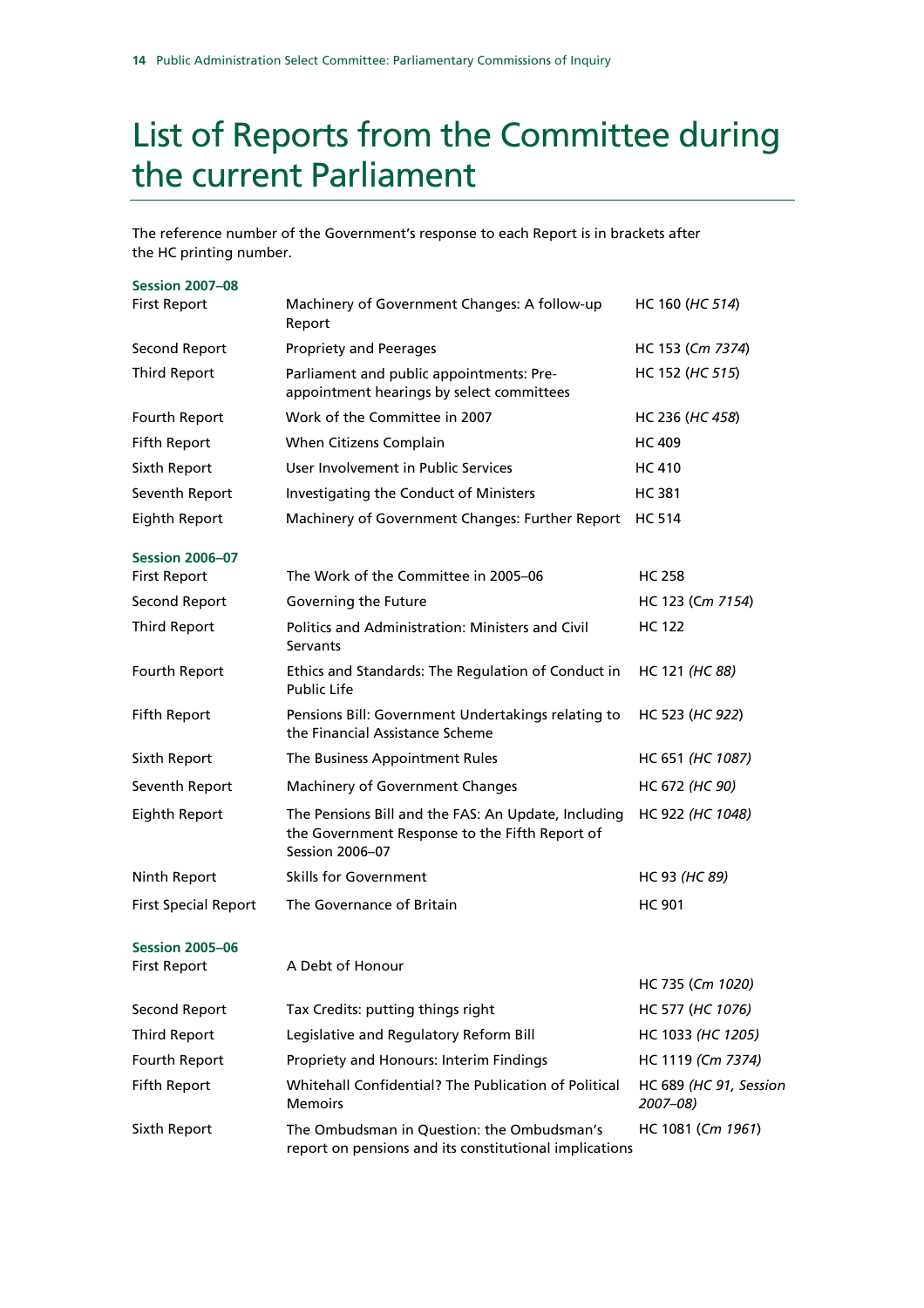# List of Reports from the Committee during the current Parliament

The reference number of the Government's response to each Report is in brackets after the HC printing number.

**Session 2007–08**

| | | |
|---|---|---|
| First Report | Machinery of Government Changes: A follow-up Report | HC 160 (*HC 514*) |
| Second Report | Propriety and Peerages | HC 153 (*Cm 7374*) |
| Third Report | Parliament and public appointments: Pre-appointment hearings by select committees | HC 152 (*HC 515*) |
| Fourth Report | Work of the Committee in 2007 | HC 236 (*HC 458*) |
| Fifth Report | When Citizens Complain | HC 409 |
| Sixth Report | User Involvement in Public Services | HC 410 |
| Seventh Report | Investigating the Conduct of Ministers | HC 381 |
| Eighth Report | Machinery of Government Changes: Further Report | HC 514 |

**Session 2006–07**

| | | |
|---|---|---|
| First Report | The Work of the Committee in 2005–06 | HC 258 |
| Second Report | Governing the Future | HC 123 (*Cm 7154*) |
| Third Report | Politics and Administration: Ministers and Civil Servants | HC 122 |
| Fourth Report | Ethics and Standards: The Regulation of Conduct in Public Life | HC 121 *(HC 88)* |
| Fifth Report | Pensions Bill: Government Undertakings relating to the Financial Assistance Scheme | HC 523 (*HC 922*) |
| Sixth Report | The Business Appointment Rules | HC 651 *(HC 1087)* |
| Seventh Report | Machinery of Government Changes | HC 672 *(HC 90)* |
| Eighth Report | The Pensions Bill and the FAS: An Update, Including the Government Response to the Fifth Report of Session 2006–07 | HC 922 *(HC 1048)* |
| Ninth Report | Skills for Government | HC 93 *(HC 89)* |
| First Special Report | The Governance of Britain | HC 901 |

**Session 2005–06**

| | | |
|---|---|---|
| First Report | A Debt of Honour | HC 735 (*Cm 1020*) |
| Second Report | Tax Credits: putting things right | HC 577 (*HC 1076*) |
| Third Report | Legislative and Regulatory Reform Bill | HC 1033 *(HC 1205)* |
| Fourth Report | Propriety and Honours: Interim Findings | HC 1119 *(Cm 7374)* |
| Fifth Report | Whitehall Confidential? The Publication of Political Memoirs | HC 689 *(HC 91, Session 2007–08)* |
| Sixth Report | The Ombudsman in Question: the Ombudsman's report on pensions and its constitutional implications | HC 1081 (*Cm 1961*) |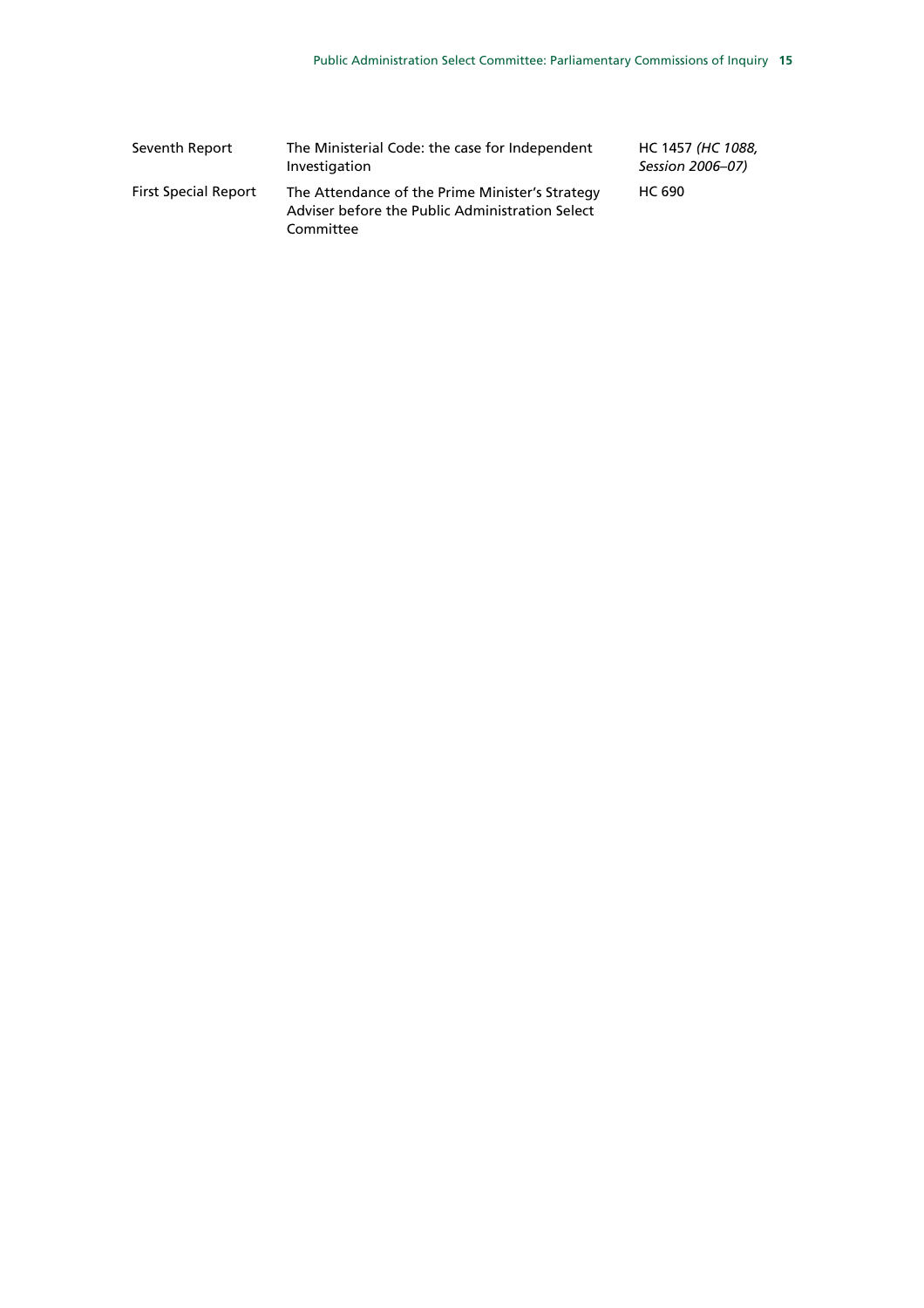| | | |
|---|---|---|
| Seventh Report | The Ministerial Code: the case for Independent Investigation | HC 1457 *(HC 1088, Session 2006–07)* |
| First Special Report | The Attendance of the Prime Minister's Strategy Adviser before the Public Administration Select Committee | HC 690 |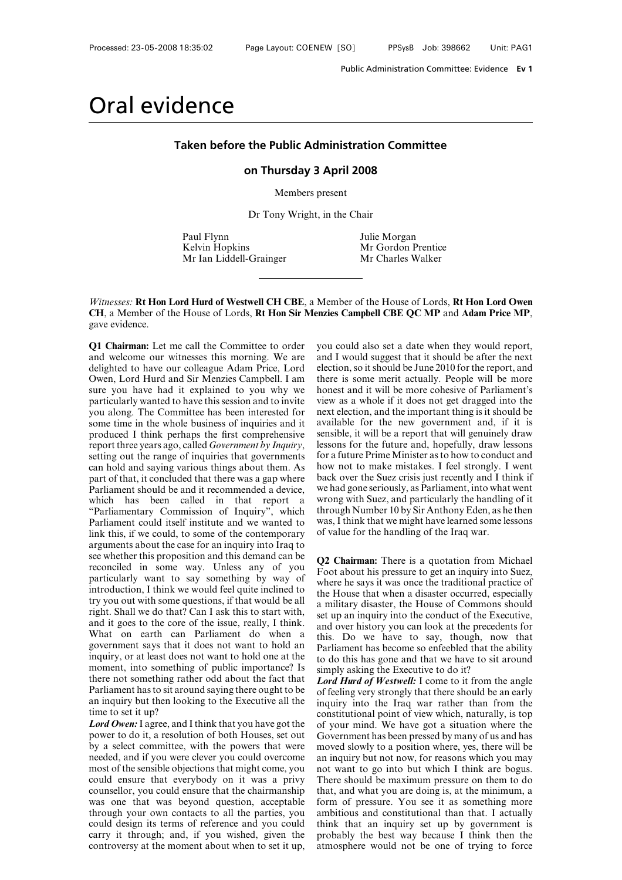# Oral evidence

## Taken before the Public Administration Committee

### on Thursday 3 April 2008

Members present

Dr Tony Wright, in the Chair

Paul Flynn
Kelvin Hopkins
Mr Ian Liddell-Grainger
Julie Morgan
Mr Gordon Prentice
Mr Charles Walker

---

*Witnesses:* **Rt Hon Lord Hurd of Westwell CH CBE**, a Member of the House of Lords, **Rt Hon Lord Owen CH**, a Member of the House of Lords, **Rt Hon Sir Menzies Campbell CBE QC MP** and **Adam Price MP**, gave evidence.

**Q1 Chairman:** Let me call the Committee to order and welcome our witnesses this morning. We are delighted to have our colleague Adam Price, Lord Owen, Lord Hurd and Sir Menzies Campbell. I am sure you have had it explained to you why we particularly wanted to have this session and to invite you along. The Committee has been interested for some time in the whole business of inquiries and it produced I think perhaps the first comprehensive report three years ago, called *Government by Inquiry*, setting out the range of inquiries that governments can hold and saying various things about them. As part of that, it concluded that there was a gap where Parliament should be and it recommended a device, which has been called in that report a "Parliamentary Commission of Inquiry", which Parliament could itself institute and we wanted to link this, if we could, to some of the contemporary arguments about the case for an inquiry into Iraq to see whether this proposition and this demand can be reconciled in some way. Unless any of you particularly want to say something by way of introduction, I think we would feel quite inclined to try you out with some questions, if that would be all right. Shall we do that? Can I ask this to start with, and it goes to the core of the issue, really, I think. What on earth can Parliament do when a government says that it does not want to hold an inquiry, or at least does not want to hold one at the moment, into something of public importance? Is there not something rather odd about the fact that Parliament has to sit around saying there ought to be an inquiry but then looking to the Executive all the time to set it up?

***Lord Owen:*** I agree, and I think that you have got the power to do it, a resolution of both Houses, set out by a select committee, with the powers that were needed, and if you were clever you could overcome most of the sensible objections that might come, you could ensure that everybody on it was a privy counsellor, you could ensure that the chairmanship was one that was beyond question, acceptable through your own contacts to all the parties, you could design its terms of reference and you could carry it through; and, if you wished, given the controversy at the moment about when to set it up, you could also set a date when they would report, and I would suggest that it should be after the next election, so it should be June 2010 for the report, and there is some merit actually. People will be more honest and it will be more cohesive of Parliament's view as a whole if it does not get dragged into the next election, and the important thing is it should be available for the new government and, if it is sensible, it will be a report that will genuinely draw lessons for the future and, hopefully, draw lessons for a future Prime Minister as to how to conduct and how not to make mistakes. I feel strongly. I went back over the Suez crisis just recently and I think if we had gone seriously, as Parliament, into what went wrong with Suez, and particularly the handling of it through Number 10 by Sir Anthony Eden, as he then was, I think that we might have learned some lessons of value for the handling of the Iraq war.

**Q2 Chairman:** There is a quotation from Michael Foot about his pressure to get an inquiry into Suez, where he says it was once the traditional practice of the House that when a disaster occurred, especially a military disaster, the House of Commons should set up an inquiry into the conduct of the Executive, and over history you can look at the precedents for this. Do we have to say, though, now that Parliament has become so enfeebled that the ability to do this has gone and that we have to sit around simply asking the Executive to do it?

***Lord Hurd of Westwell:*** I come to it from the angle of feeling very strongly that there should be an early inquiry into the Iraq war rather than from the constitutional point of view which, naturally, is top of your mind. We have got a situation where the Government has been pressed by many of us and has moved slowly to a position where, yes, there will be an inquiry but not now, for reasons which you may not want to go into but which I think are bogus. There should be maximum pressure on them to do that, and what you are doing is, at the minimum, a form of pressure. You see it as something more ambitious and constitutional than that. I actually think that an inquiry set up by government is probably the best way because I think then the atmosphere would not be one of trying to force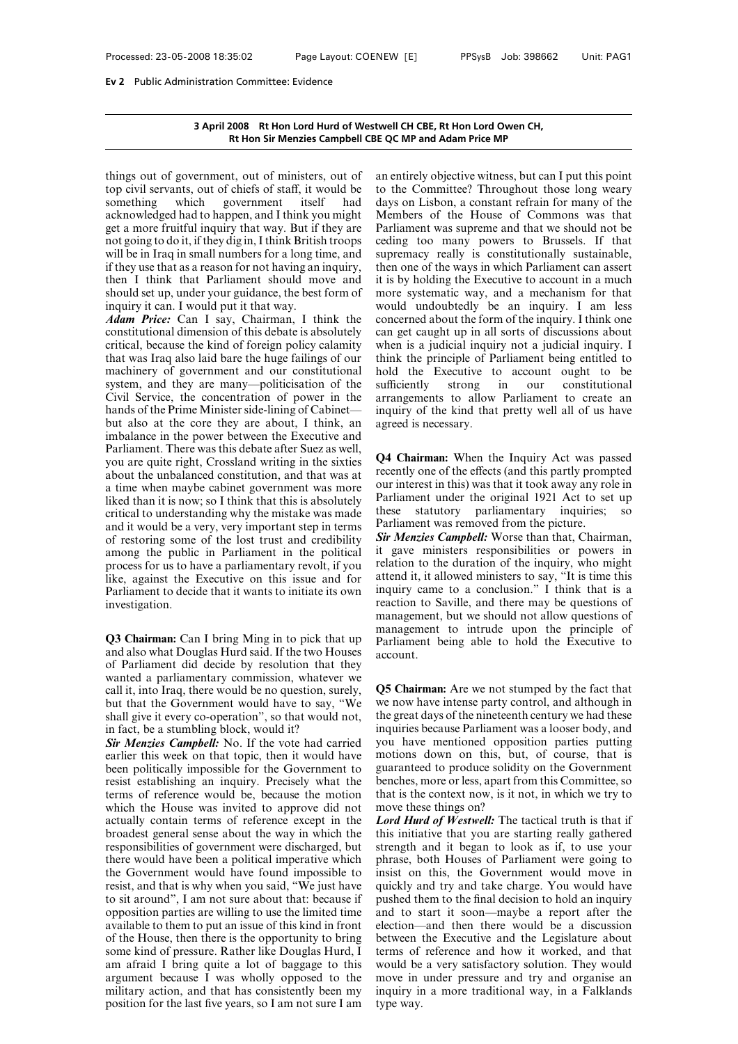**3 April 2008 Rt Hon Lord Hurd of Westwell CH CBE, Rt Hon Lord Owen CH, Rt Hon Sir Menzies Campbell CBE QC MP and Adam Price MP**

things out of government, out of ministers, out of top civil servants, out of chiefs of staff, it would be something which government itself had acknowledged had to happen, and I think you might get a more fruitful inquiry that way. But if they are not going to do it, if they dig in, I think British troops will be in Iraq in small numbers for a long time, and if they use that as a reason for not having an inquiry, then I think that Parliament should move and should set up, under your guidance, the best form of inquiry it can. I would put it that way.

***Adam Price:*** Can I say, Chairman, I think the constitutional dimension of this debate is absolutely critical, because the kind of foreign policy calamity that was Iraq also laid bare the huge failings of our machinery of government and our constitutional system, and they are many—politicisation of the Civil Service, the concentration of power in the hands of the Prime Minister side-lining of Cabinet—but also at the core they are about, I think, an imbalance in the power between the Executive and Parliament. There was this debate after Suez as well, you are quite right, Crossland writing in the sixties about the unbalanced constitution, and that was at a time when maybe cabinet government was more liked than it is now; so I think that this is absolutely critical to understanding why the mistake was made and it would be a very, very important step in terms of restoring some of the lost trust and credibility among the public in Parliament in the political process for us to have a parliamentary revolt, if you like, against the Executive on this issue and for Parliament to decide that it wants to initiate its own investigation.

**Q3 Chairman:** Can I bring Ming in to pick that up and also what Douglas Hurd said. If the two Houses of Parliament did decide by resolution that they wanted a parliamentary commission, whatever we call it, into Iraq, there would be no question, surely, but that the Government would have to say, "We shall give it every co-operation", so that would not, in fact, be a stumbling block, would it?

***Sir Menzies Campbell:*** No. If the vote had carried earlier this week on that topic, then it would have been politically impossible for the Government to resist establishing an inquiry. Precisely what the terms of reference would be, because the motion which the House was invited to approve did not actually contain terms of reference except in the broadest general sense about the way in which the responsibilities of government were discharged, but there would have been a political imperative which the Government would have found impossible to resist, and that is why when you said, "We just have to sit around", I am not sure about that: because if opposition parties are willing to use the limited time available to them to put an issue of this kind in front of the House, then there is the opportunity to bring some kind of pressure. Rather like Douglas Hurd, I am afraid I bring quite a lot of baggage to this argument because I was wholly opposed to the military action, and that has consistently been my position for the last five years, so I am not sure I am an entirely objective witness, but can I put this point to the Committee? Throughout those long weary days on Lisbon, a constant refrain for many of the Members of the House of Commons was that Parliament was supreme and that we should not be ceding too many powers to Brussels. If that supremacy really is constitutionally sustainable, then one of the ways in which Parliament can assert it is by holding the Executive to account in a much more systematic way, and a mechanism for that would undoubtedly be an inquiry. I am less concerned about the form of the inquiry. I think one can get caught up in all sorts of discussions about when is a judicial inquiry not a judicial inquiry. I think the principle of Parliament being entitled to hold the Executive to account ought to be sufficiently strong in our constitutional arrangements to allow Parliament to create an inquiry of the kind that pretty well all of us have agreed is necessary.

**Q4 Chairman:** When the Inquiry Act was passed recently one of the effects (and this partly prompted our interest in this) was that it took away any role in Parliament under the original 1921 Act to set up these statutory parliamentary inquiries; so Parliament was removed from the picture.

***Sir Menzies Campbell:*** Worse than that, Chairman, it gave ministers responsibilities or powers in relation to the duration of the inquiry, who might attend it, it allowed ministers to say, "It is time this inquiry came to a conclusion." I think that is a reaction to Saville, and there may be questions of management, but we should not allow questions of management to intrude upon the principle of Parliament being able to hold the Executive to account.

**Q5 Chairman:** Are we not stumped by the fact that we now have intense party control, and although in the great days of the nineteenth century we had these inquiries because Parliament was a looser body, and you have mentioned opposition parties putting motions down on this, but, of course, that is guaranteed to produce solidity on the Government benches, more or less, apart from this Committee, so that is the context now, is it not, in which we try to move these things on?

***Lord Hurd of Westwell:*** The tactical truth is that if this initiative that you are starting really gathered strength and it began to look as if, to use your phrase, both Houses of Parliament were going to insist on this, the Government would move in quickly and try and take charge. You would have pushed them to the final decision to hold an inquiry and to start it soon—maybe a report after the election—and then there would be a discussion between the Executive and the Legislature about terms of reference and how it worked, and that would be a very satisfactory solution. They would move in under pressure and try and organise an inquiry in a more traditional way, in a Falklands type way.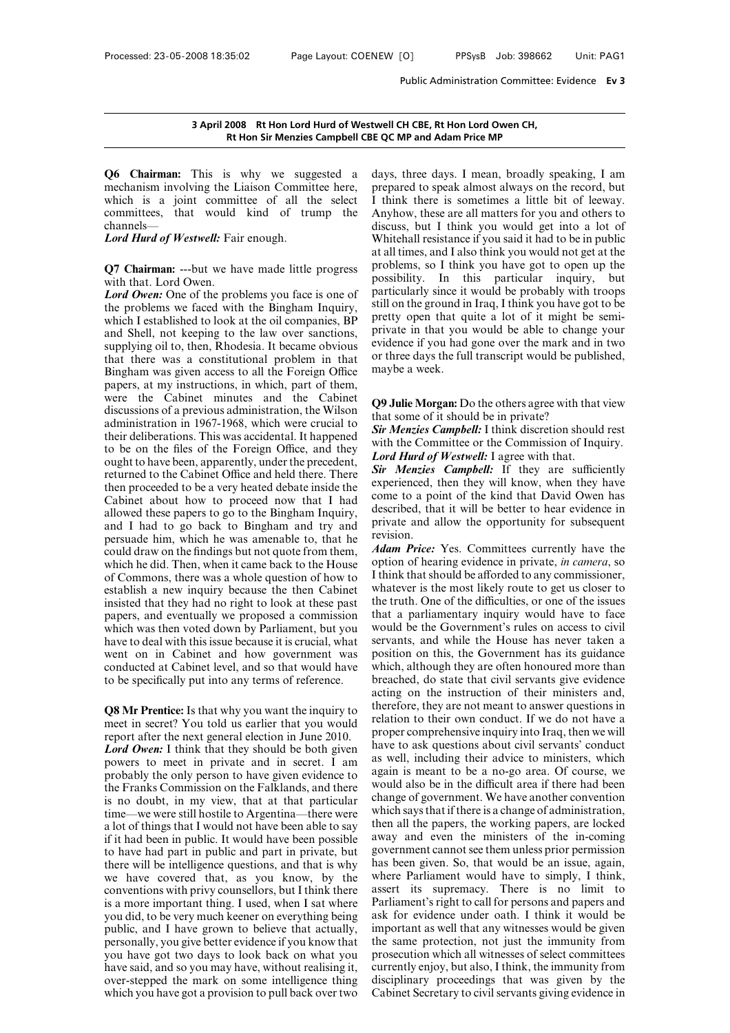**3 April 2008 Rt Hon Lord Hurd of Westwell CH CBE, Rt Hon Lord Owen CH, Rt Hon Sir Menzies Campbell CBE QC MP and Adam Price MP**

**Q6 Chairman:** This is why we suggested a mechanism involving the Liaison Committee here, which is a joint committee of all the select committees, that would kind of trump the channels—

***Lord Hurd of Westwell:*** Fair enough.

**Q7 Chairman:** ---but we have made little progress with that. Lord Owen.

***Lord Owen:*** One of the problems you face is one of the problems we faced with the Bingham Inquiry, which I established to look at the oil companies, BP and Shell, not keeping to the law over sanctions, supplying oil to, then, Rhodesia. It became obvious that there was a constitutional problem in that Bingham was given access to all the Foreign Office papers, at my instructions, in which, part of them, were the Cabinet minutes and the Cabinet discussions of a previous administration, the Wilson administration in 1967-1968, which were crucial to their deliberations. This was accidental. It happened to be on the files of the Foreign Office, and they ought to have been, apparently, under the precedent, returned to the Cabinet Office and held there. There then proceeded to be a very heated debate inside the Cabinet about how to proceed now that I had allowed these papers to go to the Bingham Inquiry, and I had to go back to Bingham and try and persuade him, which he was amenable to, that he could draw on the findings but not quote from them, which he did. Then, when it came back to the House of Commons, there was a whole question of how to establish a new inquiry because the then Cabinet insisted that they had no right to look at these past papers, and eventually we proposed a commission which was then voted down by Parliament, but you have to deal with this issue because it is crucial, what went on in Cabinet and how government was conducted at Cabinet level, and so that would have to be specifically put into any terms of reference.

**Q8 Mr Prentice:** Is that why you want the inquiry to meet in secret? You told us earlier that you would report after the next general election in June 2010.

***Lord Owen:*** I think that they should be both given powers to meet in private and in secret. I am probably the only person to have given evidence to the Franks Commission on the Falklands, and there is no doubt, in my view, that at that particular time—we were still hostile to Argentina—there were a lot of things that I would not have been able to say if it had been in public. It would have been possible to have had part in public and part in private, but there will be intelligence questions, and that is why we have covered that, as you know, by the conventions with privy counsellors, but I think there is a more important thing. I used, when I sat where you did, to be very much keener on everything being public, and I have grown to believe that actually, personally, you give better evidence if you know that you have got two days to look back on what you have said, and so you may have, without realising it, over-stepped the mark on some intelligence thing which you have got a provision to pull back over two days, three days. I mean, broadly speaking, I am prepared to speak almost always on the record, but I think there is sometimes a little bit of leeway. Anyhow, these are all matters for you and others to discuss, but I think you would get into a lot of Whitehall resistance if you said it had to be in public at all times, and I also think you would not get at the problems, so I think you have got to open up the possibility. In this particular inquiry, but particularly since it would be probably with troops still on the ground in Iraq, I think you have got to be pretty open that quite a lot of it might be semi-private in that you would be able to change your evidence if you had gone over the mark and in two or three days the full transcript would be published, maybe a week.

**Q9 Julie Morgan:** Do the others agree with that view that some of it should be in private?

***Sir Menzies Campbell:*** I think discretion should rest with the Committee or the Commission of Inquiry.

***Lord Hurd of Westwell:*** I agree with that.

***Sir Menzies Campbell:*** If they are sufficiently experienced, then they will know, when they have come to a point of the kind that David Owen has described, that it will be better to hear evidence in private and allow the opportunity for subsequent revision.

***Adam Price:*** Yes. Committees currently have the option of hearing evidence in private, *in camera*, so I think that should be afforded to any commissioner, whatever is the most likely route to get us closer to the truth. One of the difficulties, or one of the issues that a parliamentary inquiry would have to face would be the Government's rules on access to civil servants, and while the House has never taken a position on this, the Government has its guidance which, although they are often honoured more than breached, do state that civil servants give evidence acting on the instruction of their ministers and, therefore, they are not meant to answer questions in relation to their own conduct. If we do not have a proper comprehensive inquiry into Iraq, then we will have to ask questions about civil servants' conduct as well, including their advice to ministers, which again is meant to be a no-go area. Of course, we would also be in the difficult area if there had been change of government. We have another convention which says that if there is a change of administration, then all the papers, the working papers, are locked away and even the ministers of the in-coming government cannot see them unless prior permission has been given. So, that would be an issue, again, where Parliament would have to simply, I think, assert its supremacy. There is no limit to Parliament's right to call for persons and papers and ask for evidence under oath. I think it would be important as well that any witnesses would be given the same protection, not just the immunity from prosecution which all witnesses of select committees currently enjoy, but also, I think, the immunity from disciplinary proceedings that was given by the Cabinet Secretary to civil servants giving evidence in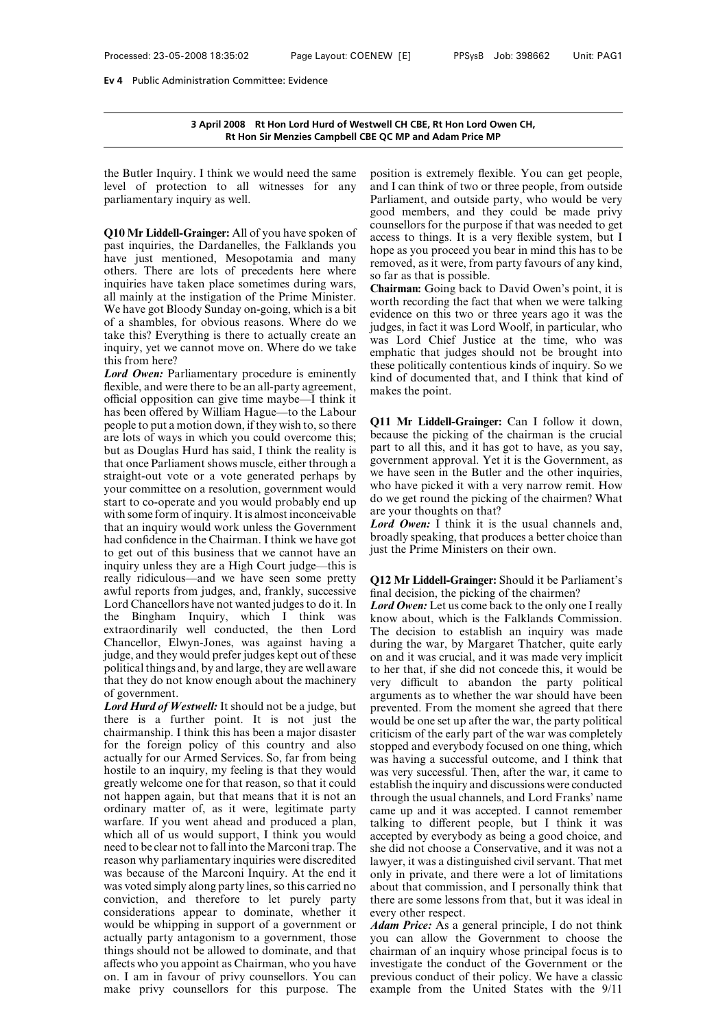the Butler Inquiry. I think we would need the same level of protection to all witnesses for any parliamentary inquiry as well.

**Q10 Mr Liddell-Grainger:** All of you have spoken of past inquiries, the Dardanelles, the Falklands you have just mentioned, Mesopotamia and many others. There are lots of precedents here where inquiries have taken place sometimes during wars, all mainly at the instigation of the Prime Minister. We have got Bloody Sunday on-going, which is a bit of a shambles, for obvious reasons. Where do we take this? Everything is there to actually create an inquiry, yet we cannot move on. Where do we take this from here?

***Lord Owen:*** Parliamentary procedure is eminently flexible, and were there to be an all-party agreement, official opposition can give time maybe—I think it has been offered by William Hague—to the Labour people to put a motion down, if they wish to, so there are lots of ways in which you could overcome this; but as Douglas Hurd has said, I think the reality is that once Parliament shows muscle, either through a straight-out vote or a vote generated perhaps by your committee on a resolution, government would start to co-operate and you would probably end up with some form of inquiry. It is almost inconceivable that an inquiry would work unless the Government had confidence in the Chairman. I think we have got to get out of this business that we cannot have an inquiry unless they are a High Court judge—this is really ridiculous—and we have seen some pretty awful reports from judges, and, frankly, successive Lord Chancellors have not wanted judges to do it. In the Bingham Inquiry, which I think was extraordinarily well conducted, the then Lord Chancellor, Elwyn-Jones, was against having a judge, and they would prefer judges kept out of these political things and, by and large, they are well aware that they do not know enough about the machinery of government.

***Lord Hurd of Westwell:*** It should not be a judge, but there is a further point. It is not just the chairmanship. I think this has been a major disaster for the foreign policy of this country and also actually for our Armed Services. So, far from being hostile to an inquiry, my feeling is that they would greatly welcome one for that reason, so that it could not happen again, but that means that it is not an ordinary matter of, as it were, legitimate party warfare. If you went ahead and produced a plan, which all of us would support, I think you would need to be clear not to fall into the Marconi trap. The reason why parliamentary inquiries were discredited was because of the Marconi Inquiry. At the end it was voted simply along party lines, so this carried no conviction, and therefore to let purely party considerations appear to dominate, whether it would be whipping in support of a government or actually party antagonism to a government, those things should not be allowed to dominate, and that affects who you appoint as Chairman, who you have on. I am in favour of privy counsellors. You can make privy counsellors for this purpose. The position is extremely flexible. You can get people, and I can think of two or three people, from outside Parliament, and outside party, who would be very good members, and they could be made privy counsellors for the purpose if that was needed to get access to things. It is a very flexible system, but I hope as you proceed you bear in mind this has to be removed, as it were, from party favours of any kind, so far as that is possible.

**Chairman:** Going back to David Owen's point, it is worth recording the fact that when we were talking evidence on this two or three years ago it was the judges, in fact it was Lord Woolf, in particular, who was Lord Chief Justice at the time, who was emphatic that judges should not be brought into these politically contentious kinds of inquiry. So we kind of documented that, and I think that kind of makes the point.

**Q11 Mr Liddell-Grainger:** Can I follow it down, because the picking of the chairman is the crucial part to all this, and it has got to have, as you say, government approval. Yet it is the Government, as we have seen in the Butler and the other inquiries, who have picked it with a very narrow remit. How do we get round the picking of the chairmen? What are your thoughts on that?

***Lord Owen:*** I think it is the usual channels and, broadly speaking, that produces a better choice than just the Prime Ministers on their own.

**Q12 Mr Liddell-Grainger:** Should it be Parliament's final decision, the picking of the chairmen?

***Lord Owen:*** Let us come back to the only one I really know about, which is the Falklands Commission. The decision to establish an inquiry was made during the war, by Margaret Thatcher, quite early on and it was crucial, and it was made very implicit to her that, if she did not concede this, it would be very difficult to abandon the party political arguments as to whether the war should have been prevented. From the moment she agreed that there would be one set up after the war, the party political criticism of the early part of the war was completely stopped and everybody focused on one thing, which was having a successful outcome, and I think that was very successful. Then, after the war, it came to establish the inquiry and discussions were conducted through the usual channels, and Lord Franks' name came up and it was accepted. I cannot remember talking to different people, but I think it was accepted by everybody as being a good choice, and she did not choose a Conservative, and it was not a lawyer, it was a distinguished civil servant. That met only in private, and there were a lot of limitations about that commission, and I personally think that there are some lessons from that, but it was ideal in every other respect.

***Adam Price:*** As a general principle, I do not think you can allow the Government to choose the chairman of an inquiry whose principal focus is to investigate the conduct of the Government or the previous conduct of their policy. We have a classic example from the United States with the 9/11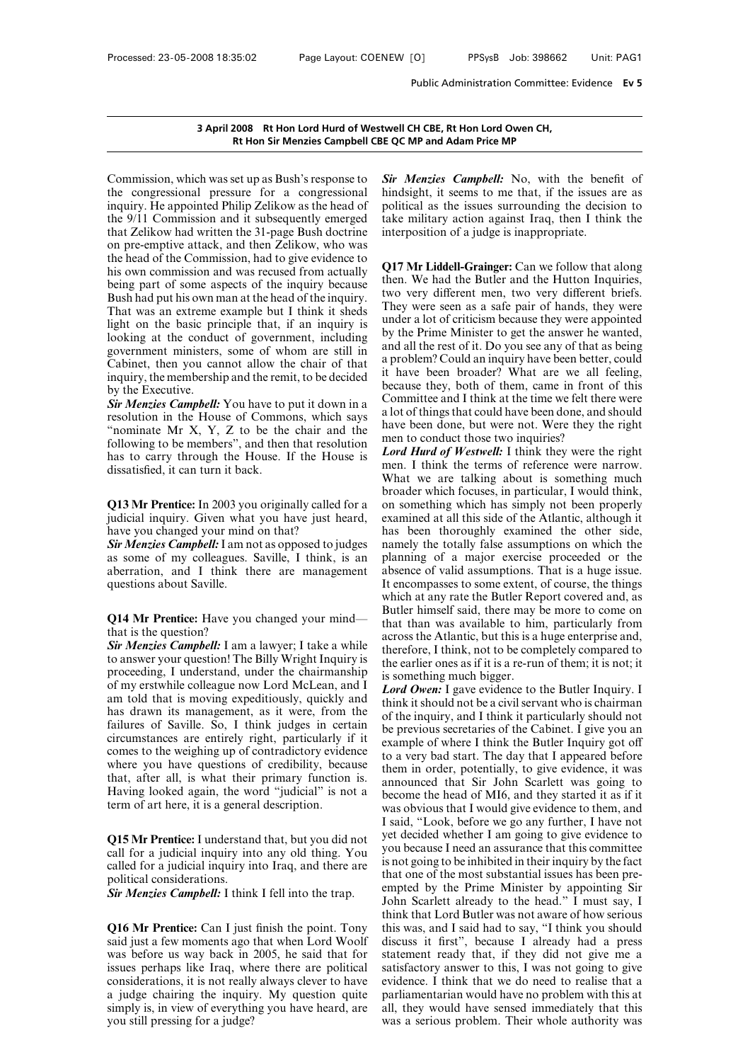**3 April 2008 Rt Hon Lord Hurd of Westwell CH CBE, Rt Hon Lord Owen CH, Rt Hon Sir Menzies Campbell CBE QC MP and Adam Price MP**

Commission, which was set up as Bush's response to the congressional pressure for a congressional inquiry. He appointed Philip Zelikow as the head of the 9/11 Commission and it subsequently emerged that Zelikow had written the 31-page Bush doctrine on pre-emptive attack, and then Zelikow, who was the head of the Commission, had to give evidence to his own commission and was recused from actually being part of some aspects of the inquiry because Bush had put his own man at the head of the inquiry. That was an extreme example but I think it sheds light on the basic principle that, if an inquiry is looking at the conduct of government, including government ministers, some of whom are still in Cabinet, then you cannot allow the chair of that inquiry, the membership and the remit, to be decided by the Executive.

***Sir Menzies Campbell:*** You have to put it down in a resolution in the House of Commons, which says "nominate Mr X, Y, Z to be the chair and the following to be members", and then that resolution has to carry through the House. If the House is dissatisfied, it can turn it back.

**Q13 Mr Prentice:** In 2003 you originally called for a judicial inquiry. Given what you have just heard, have you changed your mind on that?

***Sir Menzies Campbell:*** I am not as opposed to judges as some of my colleagues. Saville, I think, is an aberration, and I think there are management questions about Saville.

**Q14 Mr Prentice:** Have you changed your mind—that is the question?

***Sir Menzies Campbell:*** I am a lawyer; I take a while to answer your question! The Billy Wright Inquiry is proceeding, I understand, under the chairmanship of my erstwhile colleague now Lord McLean, and I am told that is moving expeditiously, quickly and has drawn its management, as it were, from the failures of Saville. So, I think judges in certain circumstances are entirely right, particularly if it comes to the weighing up of contradictory evidence where you have questions of credibility, because that, after all, is what their primary function is. Having looked again, the word "judicial" is not a term of art here, it is a general description.

**Q15 Mr Prentice:** I understand that, but you did not call for a judicial inquiry into any old thing. You called for a judicial inquiry into Iraq, and there are political considerations.

***Sir Menzies Campbell:*** I think I fell into the trap.

**Q16 Mr Prentice:** Can I just finish the point. Tony said just a few moments ago that when Lord Woolf was before us way back in 2005, he said that for issues perhaps like Iraq, where there are political considerations, it is not really always clever to have a judge chairing the inquiry. My question quite simply is, in view of everything you have heard, are you still pressing for a judge?

***Sir Menzies Campbell:*** No, with the benefit of hindsight, it seems to me that, if the issues are as political as the issues surrounding the decision to take military action against Iraq, then I think the interposition of a judge is inappropriate.

**Q17 Mr Liddell-Grainger:** Can we follow that along then. We had the Butler and the Hutton Inquiries, two very different men, two very different briefs. They were seen as a safe pair of hands, they were under a lot of criticism because they were appointed by the Prime Minister to get the answer he wanted, and all the rest of it. Do you see any of that as being a problem? Could an inquiry have been better, could it have been broader? What are we all feeling, because they, both of them, came in front of this Committee and I think at the time we felt there were a lot of things that could have been done, and should have been done, but were not. Were they the right men to conduct those two inquiries?

***Lord Hurd of Westwell:*** I think they were the right men. I think the terms of reference were narrow. What we are talking about is something much broader which focuses, in particular, I would think, on something which has simply not been properly examined at all this side of the Atlantic, although it has been thoroughly examined the other side, namely the totally false assumptions on which the planning of a major exercise proceeded or the absence of valid assumptions. That is a huge issue. It encompasses to some extent, of course, the things which at any rate the Butler Report covered and, as Butler himself said, there may be more to come on that than was available to him, particularly from across the Atlantic, but this is a huge enterprise and, therefore, I think, not to be completely compared to the earlier ones as if it is a re-run of them; it is not; it is something much bigger.

***Lord Owen:*** I gave evidence to the Butler Inquiry. I think it should not be a civil servant who is chairman of the inquiry, and I think it particularly should not be previous secretaries of the Cabinet. I give you an example of where I think the Butler Inquiry got off to a very bad start. The day that I appeared before them in order, potentially, to give evidence, it was announced that Sir John Scarlett was going to become the head of MI6, and they started it as if it was obvious that I would give evidence to them, and I said, "Look, before we go any further, I have not yet decided whether I am going to give evidence to you because I need an assurance that this committee is not going to be inhibited in their inquiry by the fact that one of the most substantial issues has been pre-empted by the Prime Minister by appointing Sir John Scarlett already to the head." I must say, I think that Lord Butler was not aware of how serious this was, and I said had to say, "I think you should discuss it first", because I already had a press statement ready that, if they did not give me a satisfactory answer to this, I was not going to give evidence. I think that we do need to realise that a parliamentarian would have no problem with this at all, they would have sensed immediately that this was a serious problem. Their whole authority was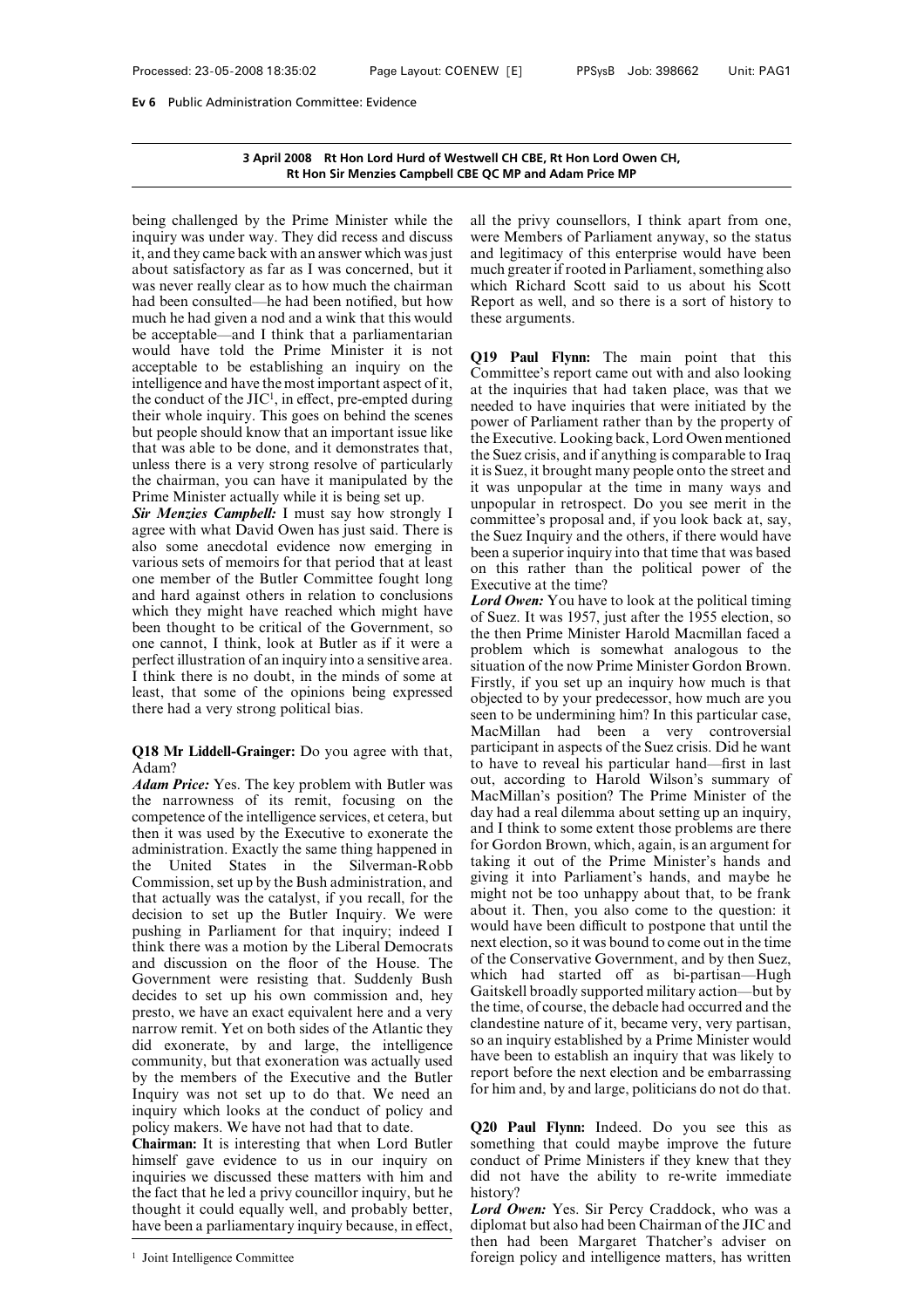3 April 2008 Rt Hon Lord Hurd of Westwell CH CBE, Rt Hon Lord Owen CH, Rt Hon Sir Menzies Campbell CBE QC MP and Adam Price MP

being challenged by the Prime Minister while the inquiry was under way. They did recess and discuss it, and they came back with an answer which was just about satisfactory as far as I was concerned, but it was never really clear as to how much the chairman had been consulted—he had been notified, but how much he had given a nod and a wink that this would be acceptable—and I think that a parliamentarian would have told the Prime Minister it is not acceptable to be establishing an inquiry on the intelligence and have the most important aspect of it, the conduct of the JIC[1], in effect, pre-empted during their whole inquiry. This goes on behind the scenes but people should know that an important issue like that was able to be done, and it demonstrates that, unless there is a very strong resolve of particularly the chairman, you can have it manipulated by the Prime Minister actually while it is being set up.

***Sir Menzies Campbell:*** I must say how strongly I agree with what David Owen has just said. There is also some anecdotal evidence now emerging in various sets of memoirs for that period that at least one member of the Butler Committee fought long and hard against others in relation to conclusions which they might have reached which might have been thought to be critical of the Government, so one cannot, I think, look at Butler as if it were a perfect illustration of an inquiry into a sensitive area. I think there is no doubt, in the minds of some at least, that some of the opinions being expressed there had a very strong political bias.

**Q18 Mr Liddell-Grainger:** Do you agree with that, Adam?

***Adam Price:*** Yes. The key problem with Butler was the narrowness of its remit, focusing on the competence of the intelligence services, et cetera, but then it was used by the Executive to exonerate the administration. Exactly the same thing happened in the United States in the Silverman-Robb Commission, set up by the Bush administration, and that actually was the catalyst, if you recall, for the decision to set up the Butler Inquiry. We were pushing in Parliament for that inquiry; indeed I think there was a motion by the Liberal Democrats and discussion on the floor of the House. The Government were resisting that. Suddenly Bush decides to set up his own commission and, hey presto, we have an exact equivalent here and a very narrow remit. Yet on both sides of the Atlantic they did exonerate, by and large, the intelligence community, but that exoneration was actually used by the members of the Executive and the Butler Inquiry was not set up to do that. We need an inquiry which looks at the conduct of policy and policy makers. We have not had that to date.

**Chairman:** It is interesting that when Lord Butler himself gave evidence to us in our inquiry on inquiries we discussed these matters with him and the fact that he led a privy councillor inquiry, but he thought it could equally well, and probably better, have been a parliamentary inquiry because, in effect, all the privy counsellors, I think apart from one, were Members of Parliament anyway, so the status and legitimacy of this enterprise would have been much greater if rooted in Parliament, something also which Richard Scott said to us about his Scott Report as well, and so there is a sort of history to these arguments.

**Q19 Paul Flynn:** The main point that this Committee's report came out with and also looking at the inquiries that had taken place, was that we needed to have inquiries that were initiated by the power of Parliament rather than by the property of the Executive. Looking back, Lord Owen mentioned the Suez crisis, and if anything is comparable to Iraq it is Suez, it brought many people onto the street and it was unpopular at the time in many ways and unpopular in retrospect. Do you see merit in the committee's proposal and, if you look back at, say, the Suez Inquiry and the others, if there would have been a superior inquiry into that time that was based on this rather than the political power of the Executive at the time?

***Lord Owen:*** You have to look at the political timing of Suez. It was 1957, just after the 1955 election, so the then Prime Minister Harold Macmillan faced a problem which is somewhat analogous to the situation of the now Prime Minister Gordon Brown. Firstly, if you set up an inquiry how much is that objected to by your predecessor, how much are you seen to be undermining him? In this particular case, MacMillan had been a very controversial participant in aspects of the Suez crisis. Did he want to have to reveal his particular hand—first in last out, according to Harold Wilson's summary of MacMillan's position? The Prime Minister of the day had a real dilemma about setting up an inquiry, and I think to some extent those problems are there for Gordon Brown, which, again, is an argument for taking it out of the Prime Minister's hands and giving it into Parliament's hands, and maybe he might not be too unhappy about that, to be frank about it. Then, you also come to the question: it would have been difficult to postpone that until the next election, so it was bound to come out in the time of the Conservative Government, and by then Suez, which had started off as bi-partisan—Hugh Gaitskell broadly supported military action—but by the time, of course, the debacle had occurred and the clandestine nature of it, became very, very partisan, so an inquiry established by a Prime Minister would have been to establish an inquiry that was likely to report before the next election and be embarrassing for him and, by and large, politicians do not do that.

**Q20 Paul Flynn:** Indeed. Do you see this as something that could maybe improve the future conduct of Prime Ministers if they knew that they did not have the ability to re-write immediate history?

***Lord Owen:*** Yes. Sir Percy Craddock, who was a diplomat but also had been Chairman of the JIC and then had been Margaret Thatcher's adviser on foreign policy and intelligence matters, has written

[1] Joint Intelligence Committee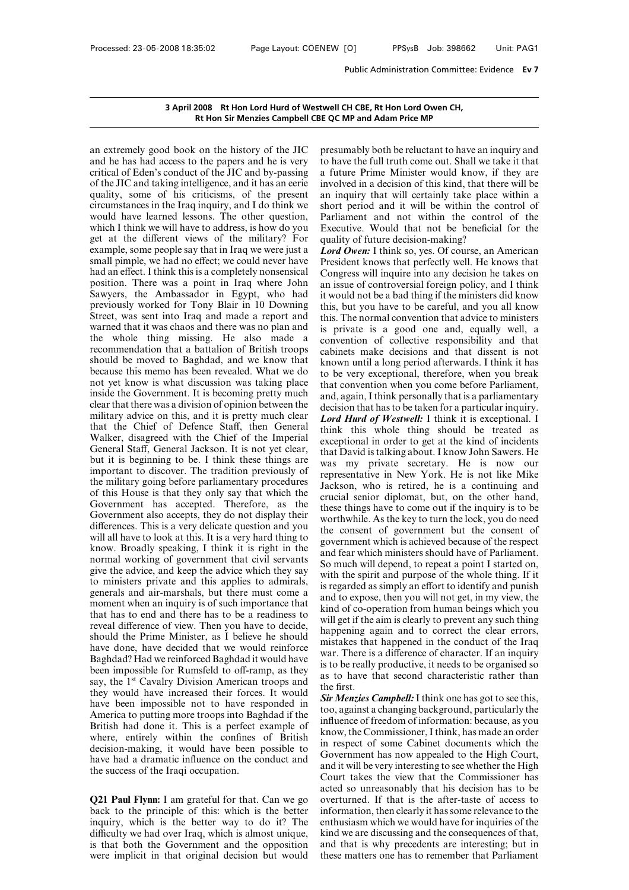an extremely good book on the history of the JIC and he has had access to the papers and he is very critical of Eden's conduct of the JIC and by-passing of the JIC and taking intelligence, and it has an eerie quality, some of his criticisms, of the present circumstances in the Iraq inquiry, and I do think we would have learned lessons. The other question, which I think we will have to address, is how do you get at the different views of the military? For example, some people say that in Iraq we were just a small pimple, we had no effect; we could never have had an effect. I think this is a completely nonsensical position. There was a point in Iraq where John Sawyers, the Ambassador in Egypt, who had previously worked for Tony Blair in 10 Downing Street, was sent into Iraq and made a report and warned that it was chaos and there was no plan and the whole thing missing. He also made a recommendation that a battalion of British troops should be moved to Baghdad, and we know that because this memo has been revealed. What we do not yet know is what discussion was taking place inside the Government. It is becoming pretty much clear that there was a division of opinion between the military advice on this, and it is pretty much clear that the Chief of Defence Staff, then General Walker, disagreed with the Chief of the Imperial General Staff, General Jackson. It is not yet clear, but it is beginning to be. I think these things are important to discover. The tradition previously of the military going before parliamentary procedures of this House is that they only say that which the Government has accepted. Therefore, as the Government also accepts, they do not display their differences. This is a very delicate question and you will all have to look at this. It is a very hard thing to know. Broadly speaking, I think it is right in the normal working of government that civil servants give the advice, and keep the advice which they say to ministers private and this applies to admirals, generals and air-marshals, but there must come a moment when an inquiry is of such importance that that has to end and there has to be a readiness to reveal difference of view. Then you have to decide, should the Prime Minister, as I believe he should have done, have decided that we would reinforce Baghdad? Had we reinforced Baghdad it would have been impossible for Rumsfeld to off-ramp, as they say, the 1st Cavalry Division American troops and they would have increased their forces. It would have been impossible not to have responded in America to putting more troops into Baghdad if the British had done it. This is a perfect example of where, entirely within the confines of British decision-making, it would have been possible to have had a dramatic influence on the conduct and the success of the Iraqi occupation.

**Q21 Paul Flynn:** I am grateful for that. Can we go back to the principle of this: which is the better inquiry, which is the better way to do it? The difficulty we had over Iraq, which is almost unique, is that both the Government and the opposition were implicit in that original decision but would presumably both be reluctant to have an inquiry and to have the full truth come out. Shall we take it that a future Prime Minister would know, if they are involved in a decision of this kind, that there will be an inquiry that will certainly take place within a short period and it will be within the control of Parliament and not within the control of the Executive. Would that not be beneficial for the quality of future decision-making?

***Lord Owen:*** I think so, yes. Of course, an American President knows that perfectly well. He knows that Congress will inquire into any decision he takes on an issue of controversial foreign policy, and I think it would not be a bad thing if the ministers did know this, but you have to be careful, and you all know this. The normal convention that advice to ministers is private is a good one and, equally well, a convention of collective responsibility and that cabinets make decisions and that dissent is not known until a long period afterwards. I think it has to be very exceptional, therefore, when you break that convention when you come before Parliament, and, again, I think personally that is a parliamentary decision that has to be taken for a particular inquiry.

***Lord Hurd of Westwell:*** I think it is exceptional. I think this whole thing should be treated as exceptional in order to get at the kind of incidents that David is talking about. I know John Sawers. He was my private secretary. He is now our representative in New York. He is not like Mike Jackson, who is retired, he is a continuing and crucial senior diplomat, but, on the other hand, these things have to come out if the inquiry is to be worthwhile. As the key to turn the lock, you do need the consent of government but the consent of government which is achieved because of the respect and fear which ministers should have of Parliament. So much will depend, to repeat a point I started on, with the spirit and purpose of the whole thing. If it is regarded as simply an effort to identify and punish and to expose, then you will not get, in my view, the kind of co-operation from human beings which you will get if the aim is clearly to prevent any such thing happening again and to correct the clear errors, mistakes that happened in the conduct of the Iraq war. There is a difference of character. If an inquiry is to be really productive, it needs to be organised so as to have that second characteristic rather than the first.

***Sir Menzies Campbell:*** I think one has got to see this, too, against a changing background, particularly the influence of freedom of information: because, as you know, the Commissioner, I think, has made an order in respect of some Cabinet documents which the Government has now appealed to the High Court, and it will be very interesting to see whether the High Court takes the view that the Commissioner has acted so unreasonably that his decision has to be overturned. If that is the after-taste of access to information, then clearly it has some relevance to the enthusiasm which we would have for inquiries of the kind we are discussing and the consequences of that, and that is why precedents are interesting; but in these matters one has to remember that Parliament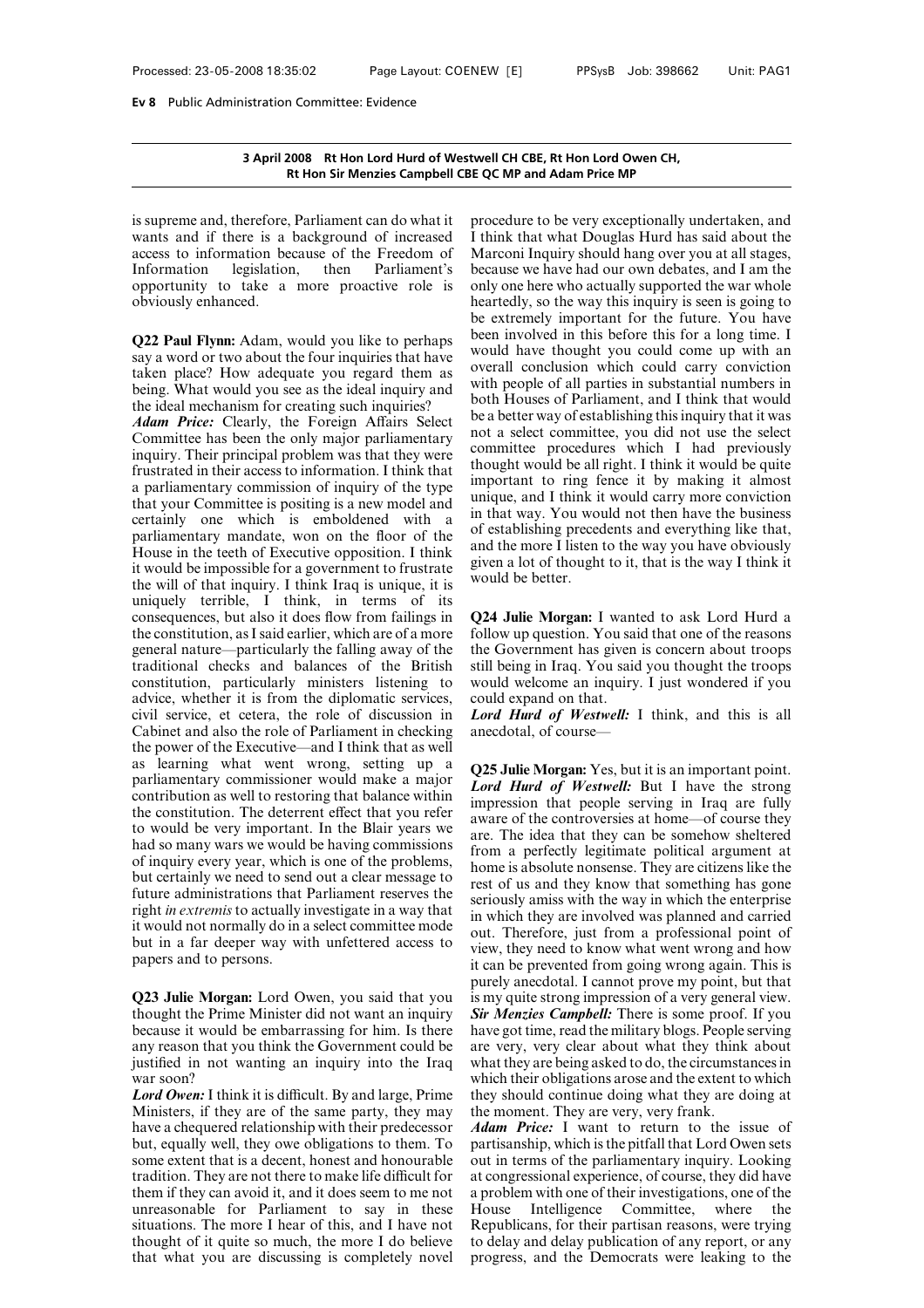**3 April 2008 Rt Hon Lord Hurd of Westwell CH CBE, Rt Hon Lord Owen CH, Rt Hon Sir Menzies Campbell CBE QC MP and Adam Price MP**

is supreme and, therefore, Parliament can do what it wants and if there is a background of increased access to information because of the Freedom of Information legislation, then Parliament's opportunity to take a more proactive role is obviously enhanced.

**Q22 Paul Flynn:** Adam, would you like to perhaps say a word or two about the four inquiries that have taken place? How adequate you regard them as being. What would you see as the ideal inquiry and the ideal mechanism for creating such inquiries?

***Adam Price:*** Clearly, the Foreign Affairs Select Committee has been the only major parliamentary inquiry. Their principal problem was that they were frustrated in their access to information. I think that a parliamentary commission of inquiry of the type that your Committee is positing is a new model and certainly one which is emboldened with a parliamentary mandate, won on the floor of the House in the teeth of Executive opposition. I think it would be impossible for a government to frustrate the will of that inquiry. I think Iraq is unique, it is uniquely terrible, I think, in terms of its consequences, but also it does flow from failings in the constitution, as I said earlier, which are of a more general nature—particularly the falling away of the traditional checks and balances of the British constitution, particularly ministers listening to advice, whether it is from the diplomatic services, civil service, et cetera, the role of discussion in Cabinet and also the role of Parliament in checking the power of the Executive—and I think that as well as learning what went wrong, setting up a parliamentary commissioner would make a major contribution as well to restoring that balance within the constitution. The deterrent effect that you refer to would be very important. In the Blair years we had so many wars we would be having commissions of inquiry every year, which is one of the problems, but certainly we need to send out a clear message to future administrations that Parliament reserves the right *in extremis* to actually investigate in a way that it would not normally do in a select committee mode but in a far deeper way with unfettered access to papers and to persons.

**Q23 Julie Morgan:** Lord Owen, you said that you thought the Prime Minister did not want an inquiry because it would be embarrassing for him. Is there any reason that you think the Government could be justified in not wanting an inquiry into the Iraq war soon?

***Lord Owen:*** I think it is difficult. By and large, Prime Ministers, if they are of the same party, they may have a chequered relationship with their predecessor but, equally well, they owe obligations to them. To some extent that is a decent, honest and honourable tradition. They are not there to make life difficult for them if they can avoid it, and it does seem to me not unreasonable for Parliament to say in these situations. The more I hear of this, and I have not thought of it quite so much, the more I do believe that what you are discussing is completely novel procedure to be very exceptionally undertaken, and I think that what Douglas Hurd has said about the Marconi Inquiry should hang over you at all stages, because we have had our own debates, and I am the only one here who actually supported the war whole heartedly, so the way this inquiry is seen is going to be extremely important for the future. You have been involved in this before this for a long time. I would have thought you could come up with an overall conclusion which could carry conviction with people of all parties in substantial numbers in both Houses of Parliament, and I think that would be a better way of establishing this inquiry that it was not a select committee, you did not use the select committee procedures which I had previously thought would be all right. I think it would be quite important to ring fence it by making it almost unique, and I think it would carry more conviction in that way. You would not then have the business of establishing precedents and everything like that, and the more I listen to the way you have obviously given a lot of thought to it, that is the way I think it would be better.

**Q24 Julie Morgan:** I wanted to ask Lord Hurd a follow up question. You said that one of the reasons the Government has given is concern about troops still being in Iraq. You said you thought the troops would welcome an inquiry. I just wondered if you could expand on that.

***Lord Hurd of Westwell:*** I think, and this is all anecdotal, of course—

**Q25 Julie Morgan:** Yes, but it is an important point.

***Lord Hurd of Westwell:*** But I have the strong impression that people serving in Iraq are fully aware of the controversies at home—of course they are. The idea that they can be somehow sheltered from a perfectly legitimate political argument at home is absolute nonsense. They are citizens like the rest of us and they know that something has gone seriously amiss with the way in which the enterprise in which they are involved was planned and carried out. Therefore, just from a professional point of view, they need to know what went wrong and how it can be prevented from going wrong again. This is purely anecdotal. I cannot prove my point, but that is my quite strong impression of a very general view.

***Sir Menzies Campbell:*** There is some proof. If you have got time, read the military blogs. People serving are very, very clear about what they think about what they are being asked to do, the circumstances in which their obligations arose and the extent to which they should continue doing what they are doing at the moment. They are very, very frank.

***Adam Price:*** I want to return to the issue of partisanship, which is the pitfall that Lord Owen sets out in terms of the parliamentary inquiry. Looking at congressional experience, of course, they did have a problem with one of their investigations, one of the House Intelligence Committee, where the Republicans, for their partisan reasons, were trying to delay and delay publication of any report, or any progress, and the Democrats were leaking to the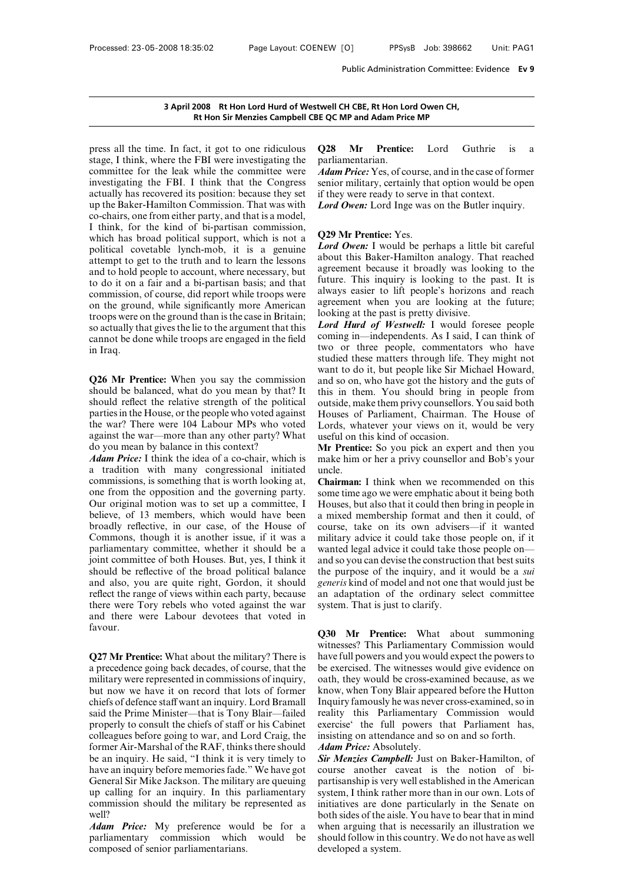press all the time. In fact, it got to one ridiculous stage, I think, where the FBI were investigating the committee for the leak while the committee were investigating the FBI. I think that the Congress actually has recovered its position: because they set up the Baker-Hamilton Commission. That was with co-chairs, one from either party, and that is a model, I think, for the kind of bi-partisan commission, which has broad political support, which is not a political covetable lynch-mob, it is a genuine attempt to get to the truth and to learn the lessons and to hold people to account, where necessary, but to do it on a fair and a bi-partisan basis; and that commission, of course, did report while troops were on the ground, while significantly more American troops were on the ground than is the case in Britain; so actually that gives the lie to the argument that this cannot be done while troops are engaged in the field in Iraq.

**Q26 Mr Prentice:** When you say the commission should be balanced, what do you mean by that? It should reflect the relative strength of the political parties in the House, or the people who voted against the war? There were 104 Labour MPs who voted against the war—more than any other party? What do you mean by balance in this context?

***Adam Price:*** I think the idea of a co-chair, which is a tradition with many congressional initiated commissions, is something that is worth looking at, one from the opposition and the governing party. Our original motion was to set up a committee, I believe, of 13 members, which would have been broadly reflective, in our case, of the House of Commons, though it is another issue, if it was a parliamentary committee, whether it should be a joint committee of both Houses. But, yes, I think it should be reflective of the broad political balance and also, you are quite right, Gordon, it should reflect the range of views within each party, because there were Tory rebels who voted against the war and there were Labour devotees that voted in favour.

**Q27 Mr Prentice:** What about the military? There is a precedence going back decades, of course, that the military were represented in commissions of inquiry, but now we have it on record that lots of former chiefs of defence staff want an inquiry. Lord Bramall said the Prime Minister—that is Tony Blair—failed properly to consult the chiefs of staff or his Cabinet colleagues before going to war, and Lord Craig, the former Air-Marshal of the RAF, thinks there should be an inquiry. He said, "I think it is very timely to have an inquiry before memories fade." We have got General Sir Mike Jackson. The military are queuing up calling for an inquiry. In this parliamentary commission should the military be represented as well?

***Adam Price:*** My preference would be for a parliamentary commission which would be composed of senior parliamentarians.

**Q28 Mr Prentice:** Lord Guthrie is a parliamentarian.

***Adam Price:*** Yes, of course, and in the case of former senior military, certainly that option would be open if they were ready to serve in that context.

***Lord Owen:*** Lord Inge was on the Butler inquiry.

**Q29 Mr Prentice:** Yes.

***Lord Owen:*** I would be perhaps a little bit careful about this Baker-Hamilton analogy. That reached agreement because it broadly was looking to the future. This inquiry is looking to the past. It is always easier to lift people's horizons and reach agreement when you are looking at the future; looking at the past is pretty divisive.

***Lord Hurd of Westwell:*** I would foresee people coming in—independents. As I said, I can think of two or three people, commentators who have studied these matters through life. They might not want to do it, but people like Sir Michael Howard, and so on, who have got the history and the guts of this in them. You should bring in people from outside, make them privy counsellors. You said both Houses of Parliament, Chairman. The House of Lords, whatever your views on it, would be very useful on this kind of occasion.

**Mr Prentice:** So you pick an expert and then you make him or her a privy counsellor and Bob's your uncle.

**Chairman:** I think when we recommended on this some time ago we were emphatic about it being both Houses, but also that it could then bring in people in a mixed membership format and then it could, of course, take on its own advisers—if it wanted military advice it could take those people on, if it wanted legal advice it could take those people on—and so you can devise the construction that best suits the purpose of the inquiry, and it would be a *sui generis* kind of model and not one that would just be an adaptation of the ordinary select committee system. That is just to clarify.

**Q30 Mr Prentice:** What about summoning witnesses? This Parliamentary Commission would have full powers and you would expect the powers to be exercised. The witnesses would give evidence on oath, they would be cross-examined because, as we know, when Tony Blair appeared before the Hutton Inquiry famously he was never cross-examined, so in reality this Parliamentary Commission would exercise' the full powers that Parliament has, insisting on attendance and so on and so forth.

***Adam Price:*** Absolutely.

***Sir Menzies Campbell:*** Just on Baker-Hamilton, of course another caveat is the notion of bi-partisanship is very well established in the American system, I think rather more than in our own. Lots of initiatives are done particularly in the Senate on both sides of the aisle. You have to bear that in mind when arguing that is necessarily an illustration we should follow in this country. We do not have as well developed a system.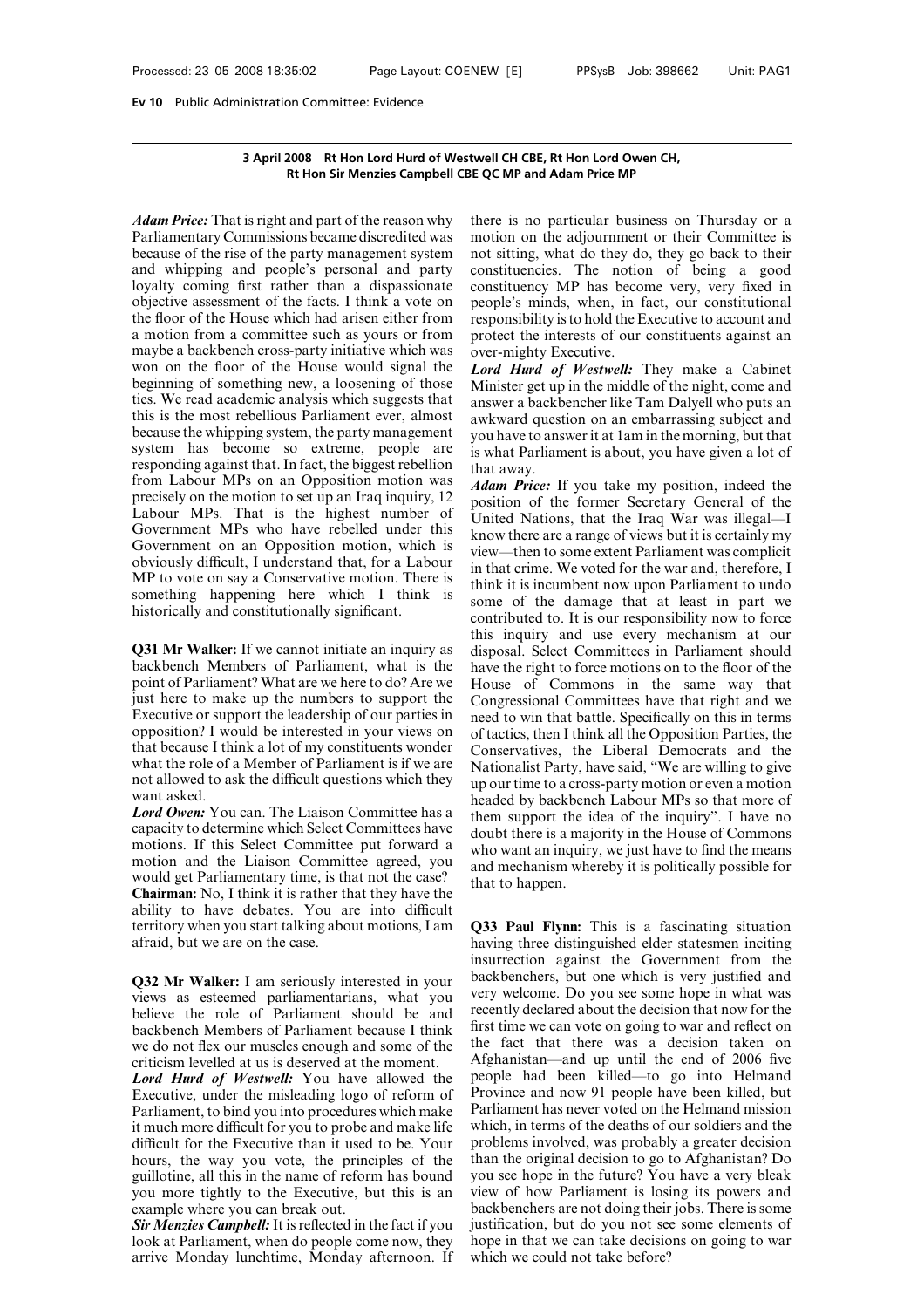**3 April 2008 Rt Hon Lord Hurd of Westwell CH CBE, Rt Hon Lord Owen CH, Rt Hon Sir Menzies Campbell CBE QC MP and Adam Price MP**

***Adam Price:*** That is right and part of the reason why Parliamentary Commissions became discredited was because of the rise of the party management system and whipping and people's personal and party loyalty coming first rather than a dispassionate objective assessment of the facts. I think a vote on the floor of the House which had arisen either from a motion from a committee such as yours or from maybe a backbench cross-party initiative which was won on the floor of the House would signal the beginning of something new, a loosening of those ties. We read academic analysis which suggests that this is the most rebellious Parliament ever, almost because the whipping system, the party management system has become so extreme, people are responding against that. In fact, the biggest rebellion from Labour MPs on an Opposition motion was precisely on the motion to set up an Iraq inquiry, 12 Labour MPs. That is the highest number of Government MPs who have rebelled under this Government on an Opposition motion, which is obviously difficult, I understand that, for a Labour MP to vote on say a Conservative motion. There is something happening here which I think is historically and constitutionally significant.

**Q31 Mr Walker:** If we cannot initiate an inquiry as backbench Members of Parliament, what is the point of Parliament? What are we here to do? Are we just here to make up the numbers to support the Executive or support the leadership of our parties in opposition? I would be interested in your views on that because I think a lot of my constituents wonder what the role of a Member of Parliament is if we are not allowed to ask the difficult questions which they want asked.

***Lord Owen:*** You can. The Liaison Committee has a capacity to determine which Select Committees have motions. If this Select Committee put forward a motion and the Liaison Committee agreed, you would get Parliamentary time, is that not the case?

**Chairman:** No, I think it is rather that they have the ability to have debates. You are into difficult territory when you start talking about motions, I am afraid, but we are on the case.

**Q32 Mr Walker:** I am seriously interested in your views as esteemed parliamentarians, what you believe the role of Parliament should be and backbench Members of Parliament because I think we do not flex our muscles enough and some of the criticism levelled at us is deserved at the moment.

***Lord Hurd of Westwell:*** You have allowed the Executive, under the misleading logo of reform of Parliament, to bind you into procedures which make it much more difficult for you to probe and make life difficult for the Executive than it used to be. Your hours, the way you vote, the principles of the guillotine, all this in the name of reform has bound you more tightly to the Executive, but this is an example where you can break out.

***Sir Menzies Campbell:*** It is reflected in the fact if you look at Parliament, when do people come now, they arrive Monday lunchtime, Monday afternoon. If there is no particular business on Thursday or a motion on the adjournment or their Committee is not sitting, what do they do, they go back to their constituencies. The notion of being a good constituency MP has become very, very fixed in people's minds, when, in fact, our constitutional responsibility is to hold the Executive to account and protect the interests of our constituents against an over-mighty Executive.

***Lord Hurd of Westwell:*** They make a Cabinet Minister get up in the middle of the night, come and answer a backbencher like Tam Dalyell who puts an awkward question on an embarrassing subject and you have to answer it at 1am in the morning, but that is what Parliament is about, you have given a lot of that away.

***Adam Price:*** If you take my position, indeed the position of the former Secretary General of the United Nations, that the Iraq War was illegal—I know there are a range of views but it is certainly my view—then to some extent Parliament was complicit in that crime. We voted for the war and, therefore, I think it is incumbent now upon Parliament to undo some of the damage that at least in part we contributed to. It is our responsibility now to force this inquiry and use every mechanism at our disposal. Select Committees in Parliament should have the right to force motions on to the floor of the House of Commons in the same way that Congressional Committees have that right and we need to win that battle. Specifically on this in terms of tactics, then I think all the Opposition Parties, the Conservatives, the Liberal Democrats and the Nationalist Party, have said, "We are willing to give up our time to a cross-party motion or even a motion headed by backbench Labour MPs so that more of them support the idea of the inquiry". I have no doubt there is a majority in the House of Commons who want an inquiry, we just have to find the means and mechanism whereby it is politically possible for that to happen.

**Q33 Paul Flynn:** This is a fascinating situation having three distinguished elder statesmen inciting insurrection against the Government from the backbenchers, but one which is very justified and very welcome. Do you see some hope in what was recently declared about the decision that now for the first time we can vote on going to war and reflect on the fact that there was a decision taken on Afghanistan—and up until the end of 2006 five people had been killed—to go into Helmand Province and now 91 people have been killed, but Parliament has never voted on the Helmand mission which, in terms of the deaths of our soldiers and the problems involved, was probably a greater decision than the original decision to go to Afghanistan? Do you see hope in the future? You have a very bleak view of how Parliament is losing its powers and backbenchers are not doing their jobs. There is some justification, but do you not see some elements of hope in that we can take decisions on going to war which we could not take before?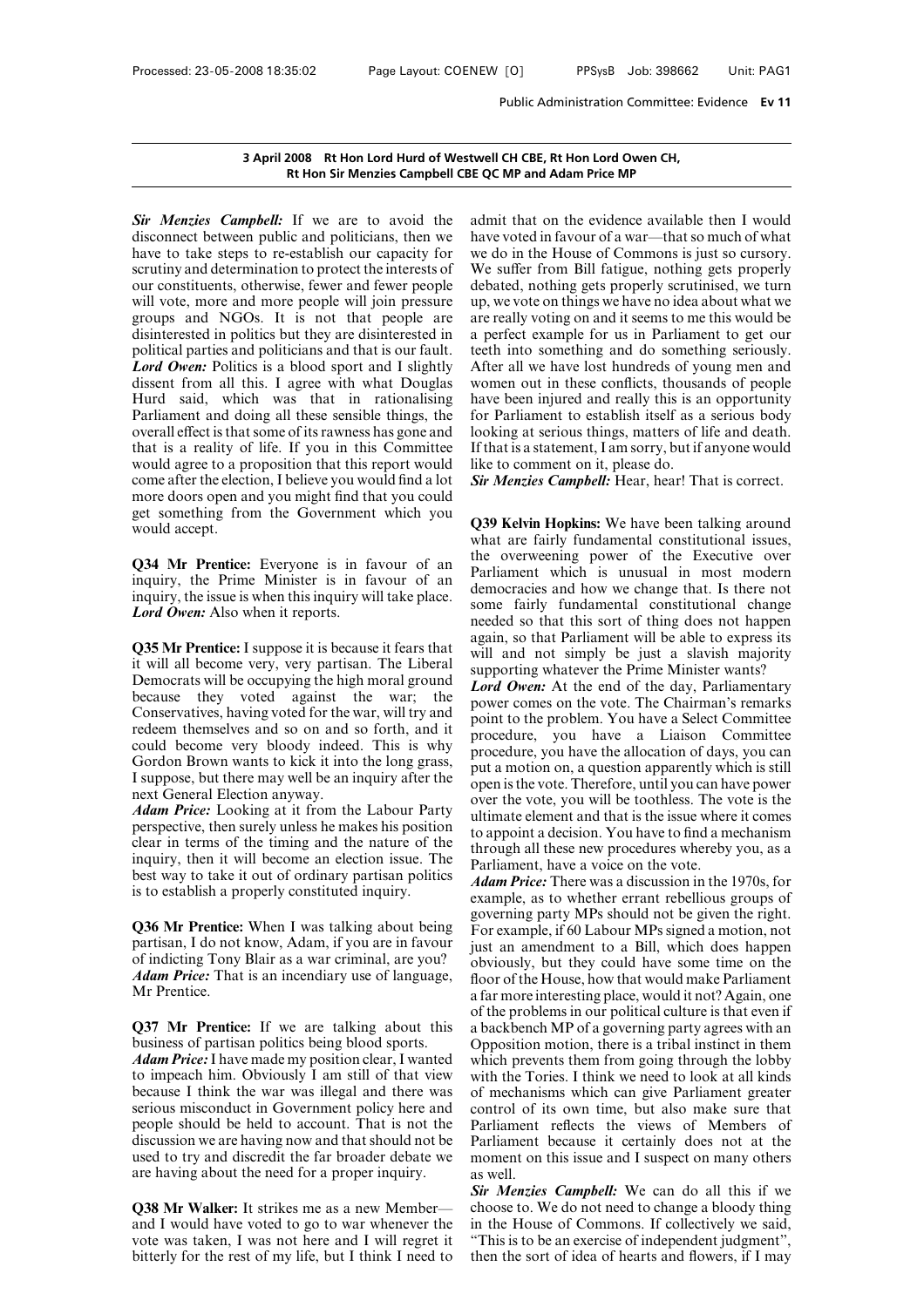**3 April 2008 Rt Hon Lord Hurd of Westwell CH CBE, Rt Hon Lord Owen CH, Rt Hon Sir Menzies Campbell CBE QC MP and Adam Price MP**

***Sir Menzies Campbell:*** If we are to avoid the disconnect between public and politicians, then we have to take steps to re-establish our capacity for scrutiny and determination to protect the interests of our constituents, otherwise, fewer and fewer people will vote, more and more people will join pressure groups and NGOs. It is not that people are disinterested in politics but they are disinterested in political parties and politicians and that is our fault.

***Lord Owen:*** Politics is a blood sport and I slightly dissent from all this. I agree with what Douglas Hurd said, which was that in rationalising Parliament and doing all these sensible things, the overall effect is that some of its rawness has gone and that is a reality of life. If you in this Committee would agree to a proposition that this report would come after the election, I believe you would find a lot more doors open and you might find that you could get something from the Government which you would accept.

**Q34 Mr Prentice:** Everyone is in favour of an inquiry, the Prime Minister is in favour of an inquiry, the issue is when this inquiry will take place.

***Lord Owen:*** Also when it reports.

**Q35 Mr Prentice:** I suppose it is because it fears that it will all become very, very partisan. The Liberal Democrats will be occupying the high moral ground because they voted against the war; the Conservatives, having voted for the war, will try and redeem themselves and so on and so forth, and it could become very bloody indeed. This is why Gordon Brown wants to kick it into the long grass, I suppose, but there may well be an inquiry after the next General Election anyway.

***Adam Price:*** Looking at it from the Labour Party perspective, then surely unless he makes his position clear in terms of the timing and the nature of the inquiry, then it will become an election issue. The best way to take it out of ordinary partisan politics is to establish a properly constituted inquiry.

**Q36 Mr Prentice:** When I was talking about being partisan, I do not know, Adam, if you are in favour of indicting Tony Blair as a war criminal, are you?

***Adam Price:*** That is an incendiary use of language, Mr Prentice.

**Q37 Mr Prentice:** If we are talking about this business of partisan politics being blood sports.

***Adam Price:*** I have made my position clear, I wanted to impeach him. Obviously I am still of that view because I think the war was illegal and there was serious misconduct in Government policy here and people should be held to account. That is not the discussion we are having now and that should not be used to try and discredit the far broader debate we are having about the need for a proper inquiry.

**Q38 Mr Walker:** It strikes me as a new Member—and I would have voted to go to war whenever the vote was taken, I was not here and I will regret it bitterly for the rest of my life, but I think I need to admit that on the evidence available then I would have voted in favour of a war—that so much of what we do in the House of Commons is just so cursory. We suffer from Bill fatigue, nothing gets properly debated, nothing gets properly scrutinised, we turn up, we vote on things we have no idea about what we are really voting on and it seems to me this would be a perfect example for us in Parliament to get our teeth into something and do something seriously. After all we have lost hundreds of young men and women out in these conflicts, thousands of people have been injured and really this is an opportunity for Parliament to establish itself as a serious body looking at serious things, matters of life and death. If that is a statement, I am sorry, but if anyone would like to comment on it, please do.

***Sir Menzies Campbell:*** Hear, hear! That is correct.

**Q39 Kelvin Hopkins:** We have been talking around what are fairly fundamental constitutional issues, the overweening power of the Executive over Parliament which is unusual in most modern democracies and how we change that. Is there not some fairly fundamental constitutional change needed so that this sort of thing does not happen again, so that Parliament will be able to express its will and not simply be just a slavish majority supporting whatever the Prime Minister wants?

***Lord Owen:*** At the end of the day, Parliamentary power comes on the vote. The Chairman's remarks point to the problem. You have a Select Committee procedure, you have a Liaison Committee procedure, you have the allocation of days, you can put a motion on, a question apparently which is still open is the vote. Therefore, until you can have power over the vote, you will be toothless. The vote is the ultimate element and that is the issue where it comes to appoint a decision. You have to find a mechanism through all these new procedures whereby you, as a Parliament, have a voice on the vote.

***Adam Price:*** There was a discussion in the 1970s, for example, as to whether errant rebellious groups of governing party MPs should not be given the right. For example, if 60 Labour MPs signed a motion, not just an amendment to a Bill, which does happen obviously, but they could have some time on the floor of the House, how that would make Parliament a far more interesting place, would it not? Again, one of the problems in our political culture is that even if a backbench MP of a governing party agrees with an Opposition motion, there is a tribal instinct in them which prevents them from going through the lobby with the Tories. I think we need to look at all kinds of mechanisms which can give Parliament greater control of its own time, but also make sure that Parliament reflects the views of Members of Parliament because it certainly does not at the moment on this issue and I suspect on many others as well.

***Sir Menzies Campbell:*** We can do all this if we choose to. We do not need to change a bloody thing in the House of Commons. If collectively we said, "This is to be an exercise of independent judgment", then the sort of idea of hearts and flowers, if I may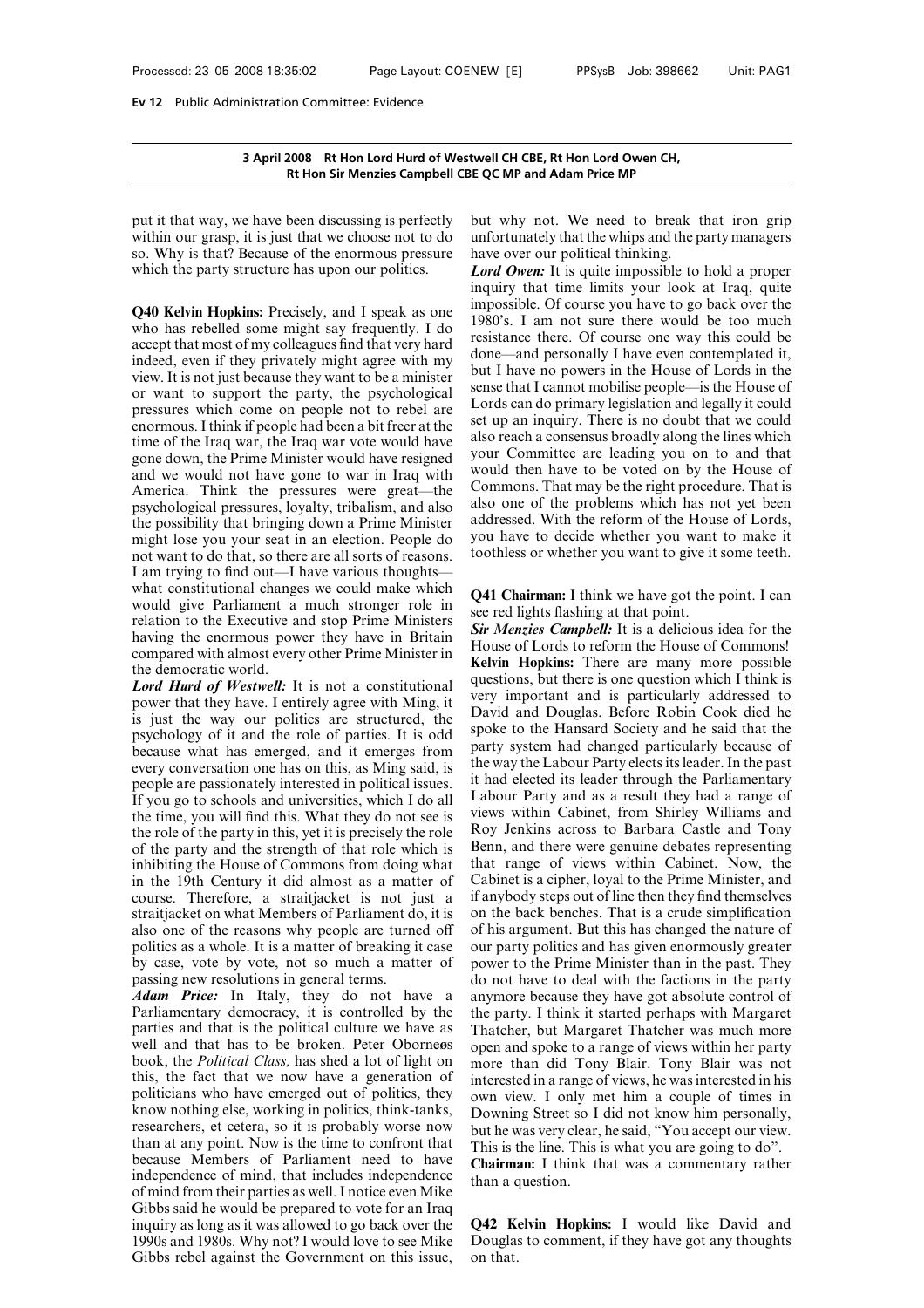**3 April 2008 Rt Hon Lord Hurd of Westwell CH CBE, Rt Hon Lord Owen CH, Rt Hon Sir Menzies Campbell CBE QC MP and Adam Price MP**

put it that way, we have been discussing is perfectly within our grasp, it is just that we choose not to do so. Why is that? Because of the enormous pressure which the party structure has upon our politics.

**Q40 Kelvin Hopkins:** Precisely, and I speak as one who has rebelled some might say frequently. I do accept that most of my colleagues find that very hard indeed, even if they privately might agree with my view. It is not just because they want to be a minister or want to support the party, the psychological pressures which come on people not to rebel are enormous. I think if people had been a bit freer at the time of the Iraq war, the Iraq war vote would have gone down, the Prime Minister would have resigned and we would not have gone to war in Iraq with America. Think the pressures were great—the psychological pressures, loyalty, tribalism, and also the possibility that bringing down a Prime Minister might lose you your seat in an election. People do not want to do that, so there are all sorts of reasons. I am trying to find out—I have various thoughts—what constitutional changes we could make which would give Parliament a much stronger role in relation to the Executive and stop Prime Ministers having the enormous power they have in Britain compared with almost every other Prime Minister in the democratic world.

***Lord Hurd of Westwell:*** It is not a constitutional power that they have. I entirely agree with Ming, it is just the way our politics are structured, the psychology of it and the role of parties. It is odd because what has emerged, and it emerges from every conversation one has on this, as Ming said, is people are passionately interested in political issues. If you go to schools and universities, which I do all the time, you will find this. What they do not see is the role of the party in this, yet it is precisely the role of the party and the strength of that role which is inhibiting the House of Commons from doing what in the 19th Century it did almost as a matter of course. Therefore, a straitjacket is not just a straitjacket on what Members of Parliament do, it is also one of the reasons why people are turned off politics as a whole. It is a matter of breaking it case by case, vote by vote, not so much a matter of passing new resolutions in general terms.

***Adam Price:*** In Italy, they do not have a Parliamentary democracy, it is controlled by the parties and that is the political culture we have as well and that has to be broken. Peter Oborneos book, the *Political Class,* has shed a lot of light on this, the fact that we now have a generation of politicians who have emerged out of politics, they know nothing else, working in politics, think-tanks, researchers, et cetera, so it is probably worse now than at any point. Now is the time to confront that because Members of Parliament need to have independence of mind, that includes independence of mind from their parties as well. I notice even Mike Gibbs said he would be prepared to vote for an Iraq inquiry as long as it was allowed to go back over the 1990s and 1980s. Why not? I would love to see Mike Gibbs rebel against the Government on this issue, but why not. We need to break that iron grip unfortunately that the whips and the party managers have over our political thinking.

***Lord Owen:*** It is quite impossible to hold a proper inquiry that time limits your look at Iraq, quite impossible. Of course you have to go back over the 1980's. I am not sure there would be too much resistance there. Of course one way this could be done—and personally I have even contemplated it, but I have no powers in the House of Lords in the sense that I cannot mobilise people—is the House of Lords can do primary legislation and legally it could set up an inquiry. There is no doubt that we could also reach a consensus broadly along the lines which your Committee are leading you on to and that would then have to be voted on by the House of Commons. That may be the right procedure. That is also one of the problems which has not yet been addressed. With the reform of the House of Lords, you have to decide whether you want to make it toothless or whether you want to give it some teeth.

**Q41 Chairman:** I think we have got the point. I can see red lights flashing at that point.

***Sir Menzies Campbell:*** It is a delicious idea for the House of Lords to reform the House of Commons!

**Kelvin Hopkins:** There are many more possible questions, but there is one question which I think is very important and is particularly addressed to David and Douglas. Before Robin Cook died he spoke to the Hansard Society and he said that the party system had changed particularly because of the way the Labour Party elects its leader. In the past it had elected its leader through the Parliamentary Labour Party and as a result they had a range of views within Cabinet, from Shirley Williams and Roy Jenkins across to Barbara Castle and Tony Benn, and there were genuine debates representing that range of views within Cabinet. Now, the Cabinet is a cipher, loyal to the Prime Minister, and if anybody steps out of line then they find themselves on the back benches. That is a crude simplification of his argument. But this has changed the nature of our party politics and has given enormously greater power to the Prime Minister than in the past. They do not have to deal with the factions in the party anymore because they have got absolute control of the party. I think it started perhaps with Margaret Thatcher, but Margaret Thatcher was much more open and spoke to a range of views within her party more than did Tony Blair. Tony Blair was not interested in a range of views, he was interested in his own view. I only met him a couple of times in Downing Street so I did not know him personally, but he was very clear, he said, "You accept our view. This is the line. This is what you are going to do".

**Chairman:** I think that was a commentary rather than a question.

**Q42 Kelvin Hopkins:** I would like David and Douglas to comment, if they have got any thoughts on that.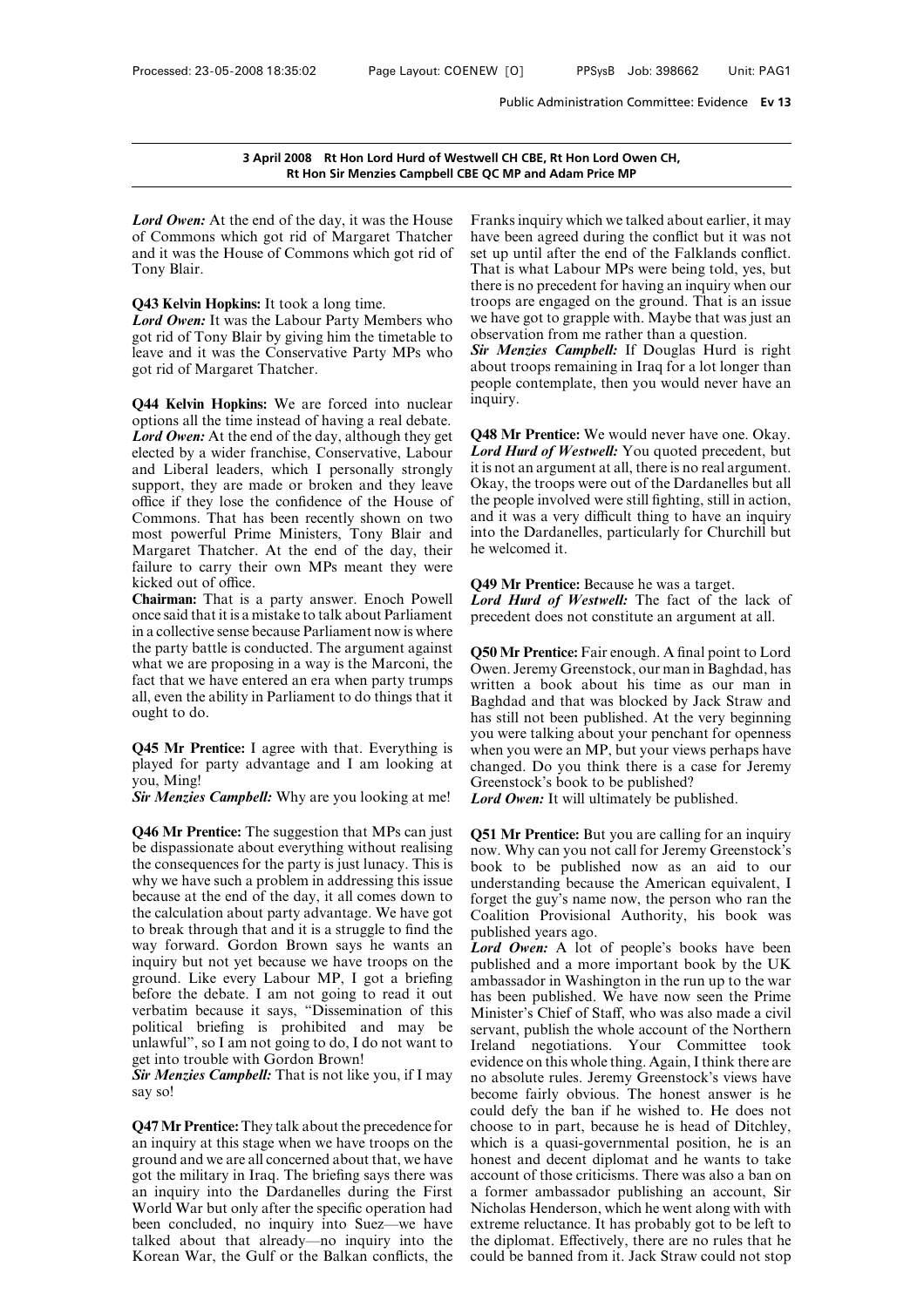**3 April 2008 Rt Hon Lord Hurd of Westwell CH CBE, Rt Hon Lord Owen CH, Rt Hon Sir Menzies Campbell CBE QC MP and Adam Price MP**

***Lord Owen:*** At the end of the day, it was the House of Commons which got rid of Margaret Thatcher and it was the House of Commons which got rid of Tony Blair.

**Q43 Kelvin Hopkins:** It took a long time.

***Lord Owen:*** It was the Labour Party Members who got rid of Tony Blair by giving him the timetable to leave and it was the Conservative Party MPs who got rid of Margaret Thatcher.

**Q44 Kelvin Hopkins:** We are forced into nuclear options all the time instead of having a real debate.

***Lord Owen:*** At the end of the day, although they get elected by a wider franchise, Conservative, Labour and Liberal leaders, which I personally strongly support, they are made or broken and they leave office if they lose the confidence of the House of Commons. That has been recently shown on two most powerful Prime Ministers, Tony Blair and Margaret Thatcher. At the end of the day, their failure to carry their own MPs meant they were kicked out of office.

**Chairman:** That is a party answer. Enoch Powell once said that it is a mistake to talk about Parliament in a collective sense because Parliament now is where the party battle is conducted. The argument against what we are proposing in a way is the Marconi, the fact that we have entered an era when party trumps all, even the ability in Parliament to do things that it ought to do.

**Q45 Mr Prentice:** I agree with that. Everything is played for party advantage and I am looking at you, Ming!

***Sir Menzies Campbell:*** Why are you looking at me!

**Q46 Mr Prentice:** The suggestion that MPs can just be dispassionate about everything without realising the consequences for the party is just lunacy. This is why we have such a problem in addressing this issue because at the end of the day, it all comes down to the calculation about party advantage. We have got to break through that and it is a struggle to find the way forward. Gordon Brown says he wants an inquiry but not yet because we have troops on the ground. Like every Labour MP, I got a briefing before the debate. I am not going to read it out verbatim because it says, "Dissemination of this political briefing is prohibited and may be unlawful", so I am not going to do, I do not want to get into trouble with Gordon Brown!

***Sir Menzies Campbell:*** That is not like you, if I may say so!

**Q47 Mr Prentice:** They talk about the precedence for an inquiry at this stage when we have troops on the ground and we are all concerned about that, we have got the military in Iraq. The briefing says there was an inquiry into the Dardanelles during the First World War but only after the specific operation had been concluded, no inquiry into Suez—we have talked about that already—no inquiry into the Korean War, the Gulf or the Balkan conflicts, the Franks inquiry which we talked about earlier, it may have been agreed during the conflict but it was not set up until after the end of the Falklands conflict. That is what Labour MPs were being told, yes, but there is no precedent for having an inquiry when our troops are engaged on the ground. That is an issue we have got to grapple with. Maybe that was just an observation from me rather than a question.

***Sir Menzies Campbell:*** If Douglas Hurd is right about troops remaining in Iraq for a lot longer than people contemplate, then you would never have an inquiry.

**Q48 Mr Prentice:** We would never have one. Okay.

***Lord Hurd of Westwell:*** You quoted precedent, but it is not an argument at all, there is no real argument. Okay, the troops were out of the Dardanelles but all the people involved were still fighting, still in action, and it was a very difficult thing to have an inquiry into the Dardanelles, particularly for Churchill but he welcomed it.

**Q49 Mr Prentice:** Because he was a target.

***Lord Hurd of Westwell:*** The fact of the lack of precedent does not constitute an argument at all.

**Q50 Mr Prentice:** Fair enough. A final point to Lord Owen. Jeremy Greenstock, our man in Baghdad, has written a book about his time as our man in Baghdad and that was blocked by Jack Straw and has still not been published. At the very beginning you were talking about your penchant for openness when you were an MP, but your views perhaps have changed. Do you think there is a case for Jeremy Greenstock's book to be published?

***Lord Owen:*** It will ultimately be published.

**Q51 Mr Prentice:** But you are calling for an inquiry now. Why can you not call for Jeremy Greenstock's book to be published now as an aid to our understanding because the American equivalent, I forget the guy's name now, the person who ran the Coalition Provisional Authority, his book was published years ago.

***Lord Owen:*** A lot of people's books have been published and a more important book by the UK ambassador in Washington in the run up to the war has been published. We have now seen the Prime Minister's Chief of Staff, who was also made a civil servant, publish the whole account of the Northern Ireland negotiations. Your Committee took evidence on this whole thing. Again, I think there are no absolute rules. Jeremy Greenstock's views have become fairly obvious. The honest answer is he could defy the ban if he wished to. He does not choose to in part, because he is head of Ditchley, which is a quasi-governmental position, he is an honest and decent diplomat and he wants to take account of those criticisms. There was also a ban on a former ambassador publishing an account, Sir Nicholas Henderson, which he went along with with extreme reluctance. It has probably got to be left to the diplomat. Effectively, there are no rules that he could be banned from it. Jack Straw could not stop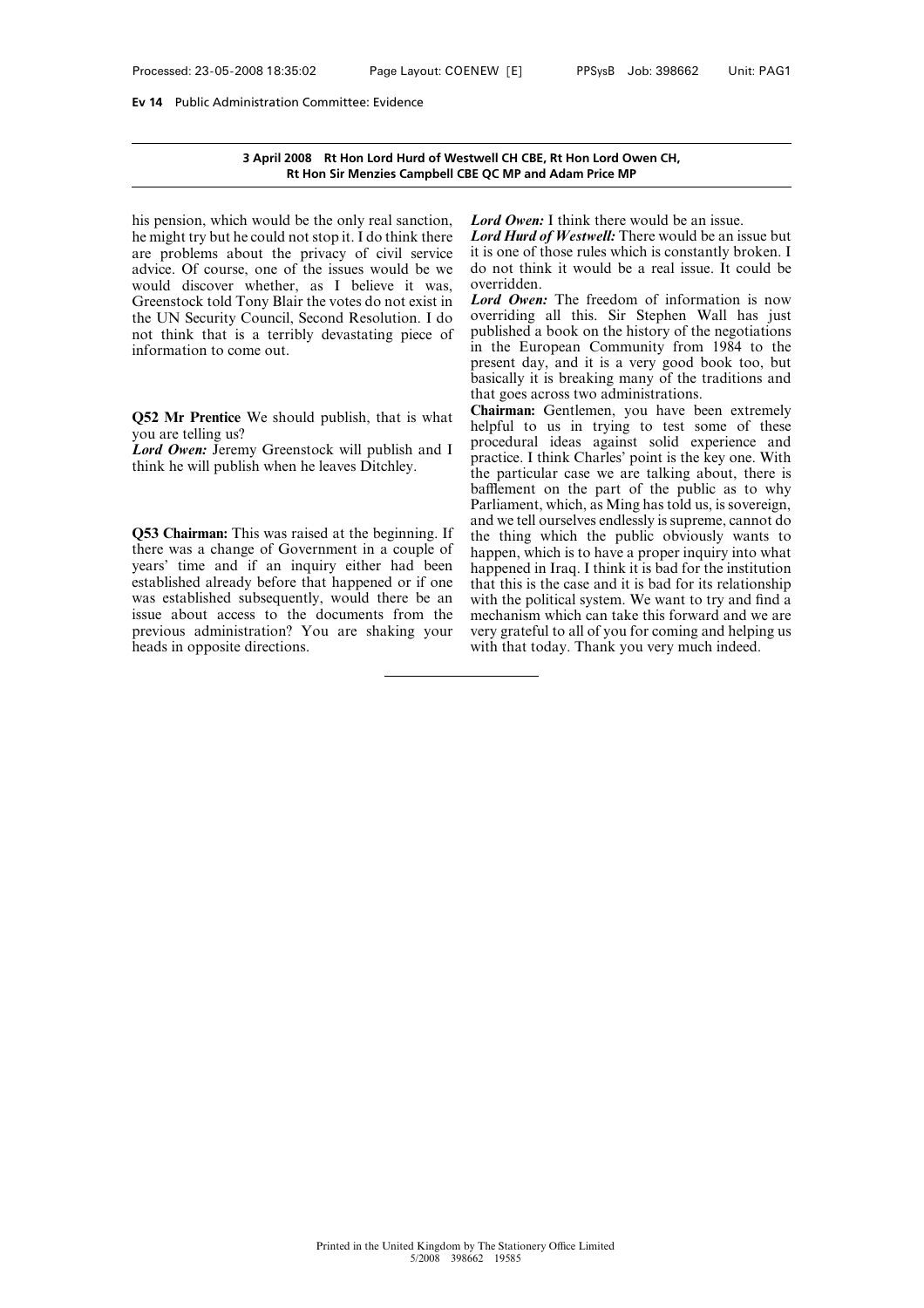**3 April 2008 Rt Hon Lord Hurd of Westwell CH CBE, Rt Hon Lord Owen CH, Rt Hon Sir Menzies Campbell CBE QC MP and Adam Price MP**

his pension, which would be the only real sanction, he might try but he could not stop it. I do think there are problems about the privacy of civil service advice. Of course, one of the issues would be we would discover whether, as I believe it was, Greenstock told Tony Blair the votes do not exist in the UN Security Council, Second Resolution. I do not think that is a terribly devastating piece of information to come out.

**Q52 Mr Prentice** We should publish, that is what you are telling us?

***Lord Owen:*** Jeremy Greenstock will publish and I think he will publish when he leaves Ditchley.

**Q53 Chairman:** This was raised at the beginning. If there was a change of Government in a couple of years' time and if an inquiry either had been established already before that happened or if one was established subsequently, would there be an issue about access to the documents from the previous administration? You are shaking your heads in opposite directions.

***Lord Owen:*** I think there would be an issue.

***Lord Hurd of Westwell:*** There would be an issue but it is one of those rules which is constantly broken. I do not think it would be a real issue. It could be overridden.

***Lord Owen:*** The freedom of information is now overriding all this. Sir Stephen Wall has just published a book on the history of the negotiations in the European Community from 1984 to the present day, and it is a very good book too, but basically it is breaking many of the traditions and that goes across two administrations.

**Chairman:** Gentlemen, you have been extremely helpful to us in trying to test some of these procedural ideas against solid experience and practice. I think Charles' point is the key one. With the particular case we are talking about, there is bafflement on the part of the public as to why Parliament, which, as Ming has told us, is sovereign, and we tell ourselves endlessly is supreme, cannot do the thing which the public obviously wants to happen, which is to have a proper inquiry into what happened in Iraq. I think it is bad for the institution that this is the case and it is bad for its relationship with the political system. We want to try and find a mechanism which can take this forward and we are very grateful to all of you for coming and helping us with that today. Thank you very much indeed.

Printed in the United Kingdom by The Stationery Office Limited
5/2008 398662 19585